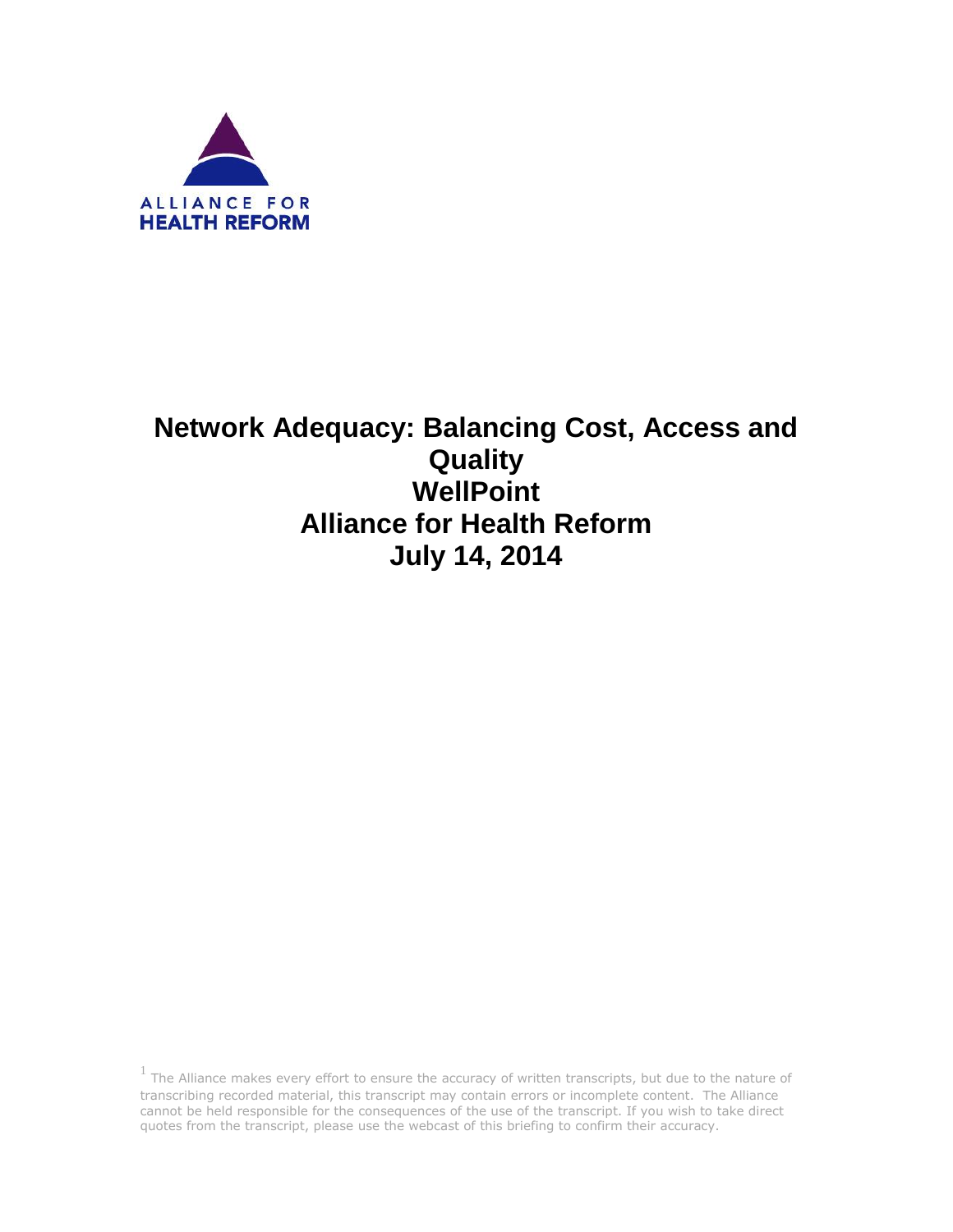ALLIANCE FOR
HEALTH REFORM

# Network Adequacy: Balancing Cost, Access and Quality
# WellPoint
# Alliance for Health Reform
# July 14, 2014

[1] The Alliance makes every effort to ensure the accuracy of written transcripts, but due to the nature of transcribing recorded material, this transcript may contain errors or incomplete content. The Alliance cannot be held responsible for the consequences of the use of the transcript. If you wish to take direct quotes from the transcript, please use the webcast of this briefing to confirm their accuracy.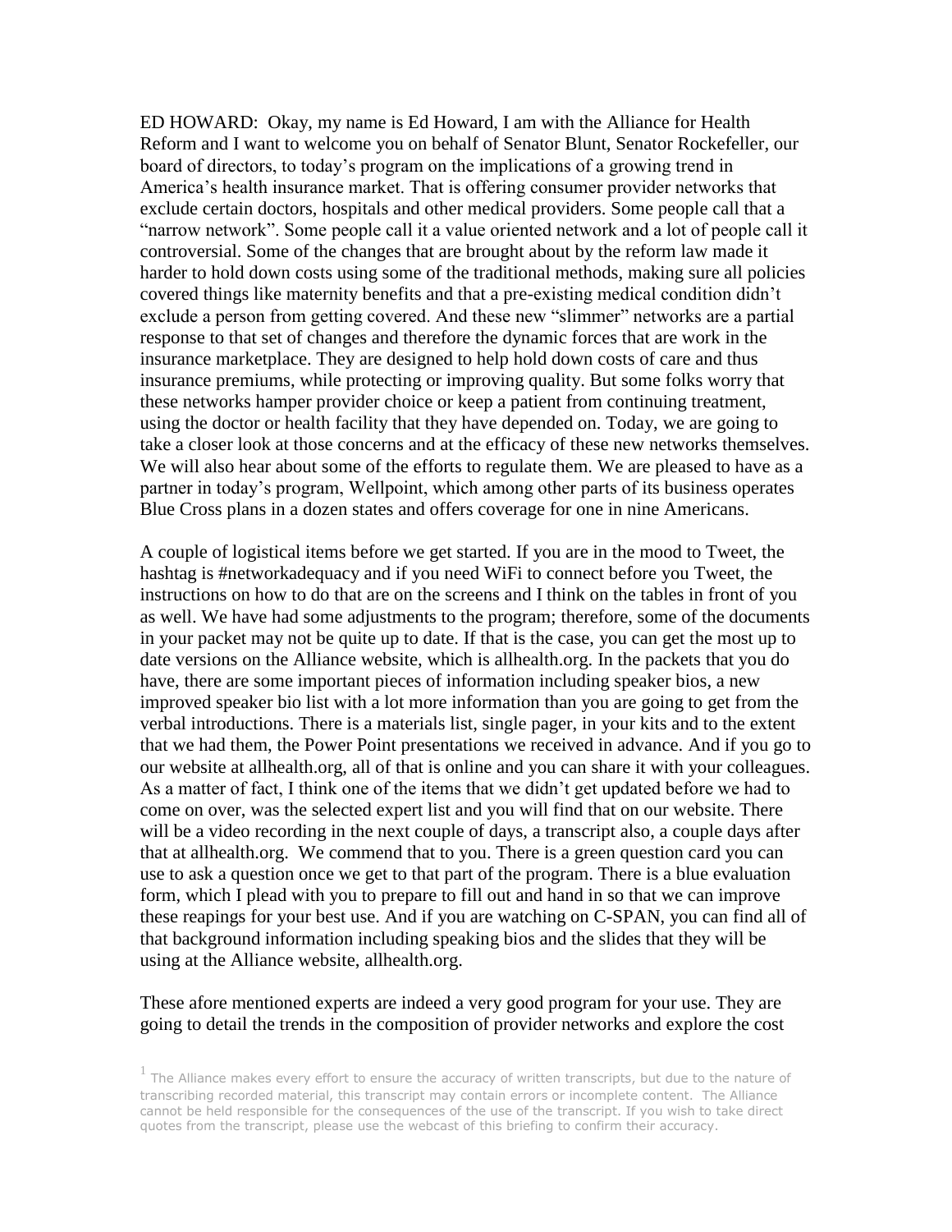ED HOWARD: Okay, my name is Ed Howard, I am with the Alliance for Health Reform and I want to welcome you on behalf of Senator Blunt, Senator Rockefeller, our board of directors, to today's program on the implications of a growing trend in America's health insurance market. That is offering consumer provider networks that exclude certain doctors, hospitals and other medical providers. Some people call that a "narrow network". Some people call it a value oriented network and a lot of people call it controversial. Some of the changes that are brought about by the reform law made it harder to hold down costs using some of the traditional methods, making sure all policies covered things like maternity benefits and that a pre-existing medical condition didn't exclude a person from getting covered. And these new "slimmer" networks are a partial response to that set of changes and therefore the dynamic forces that are work in the insurance marketplace. They are designed to help hold down costs of care and thus insurance premiums, while protecting or improving quality. But some folks worry that these networks hamper provider choice or keep a patient from continuing treatment, using the doctor or health facility that they have depended on. Today, we are going to take a closer look at those concerns and at the efficacy of these new networks themselves. We will also hear about some of the efforts to regulate them. We are pleased to have as a partner in today's program, Wellpoint, which among other parts of its business operates Blue Cross plans in a dozen states and offers coverage for one in nine Americans.

A couple of logistical items before we get started. If you are in the mood to Tweet, the hashtag is #networkadequacy and if you need WiFi to connect before you Tweet, the instructions on how to do that are on the screens and I think on the tables in front of you as well. We have had some adjustments to the program; therefore, some of the documents in your packet may not be quite up to date. If that is the case, you can get the most up to date versions on the Alliance website, which is allhealth.org. In the packets that you do have, there are some important pieces of information including speaker bios, a new improved speaker bio list with a lot more information than you are going to get from the verbal introductions. There is a materials list, single pager, in your kits and to the extent that we had them, the Power Point presentations we received in advance. And if you go to our website at allhealth.org, all of that is online and you can share it with your colleagues. As a matter of fact, I think one of the items that we didn't get updated before we had to come on over, was the selected expert list and you will find that on our website. There will be a video recording in the next couple of days, a transcript also, a couple days after that at allhealth.org. We commend that to you. There is a green question card you can use to ask a question once we get to that part of the program. There is a blue evaluation form, which I plead with you to prepare to fill out and hand in so that we can improve these reapings for your best use. And if you are watching on C-SPAN, you can find all of that background information including speaking bios and the slides that they will be using at the Alliance website, allhealth.org.

These afore mentioned experts are indeed a very good program for your use. They are going to detail the trends in the composition of provider networks and explore the cost

[1] The Alliance makes every effort to ensure the accuracy of written transcripts, but due to the nature of transcribing recorded material, this transcript may contain errors or incomplete content. The Alliance cannot be held responsible for the consequences of the use of the transcript. If you wish to take direct quotes from the transcript, please use the webcast of this briefing to confirm their accuracy.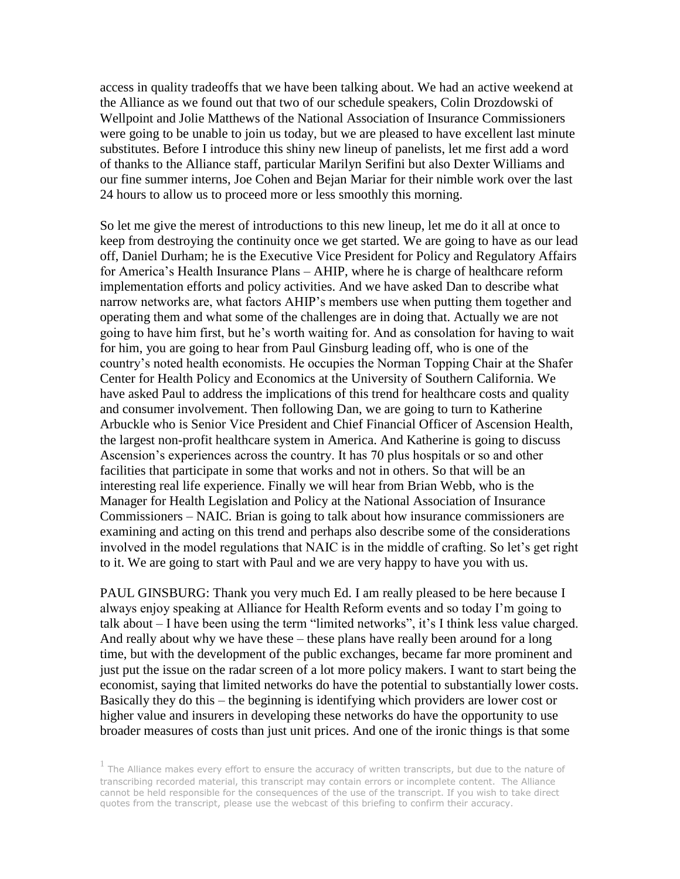access in quality tradeoffs that we have been talking about. We had an active weekend at the Alliance as we found out that two of our schedule speakers, Colin Drozdowski of Wellpoint and Jolie Matthews of the National Association of Insurance Commissioners were going to be unable to join us today, but we are pleased to have excellent last minute substitutes. Before I introduce this shiny new lineup of panelists, let me first add a word of thanks to the Alliance staff, particular Marilyn Serifini but also Dexter Williams and our fine summer interns, Joe Cohen and Bejan Mariar for their nimble work over the last 24 hours to allow us to proceed more or less smoothly this morning.

So let me give the merest of introductions to this new lineup, let me do it all at once to keep from destroying the continuity once we get started. We are going to have as our lead off, Daniel Durham; he is the Executive Vice President for Policy and Regulatory Affairs for America's Health Insurance Plans – AHIP, where he is charge of healthcare reform implementation efforts and policy activities. And we have asked Dan to describe what narrow networks are, what factors AHIP's members use when putting them together and operating them and what some of the challenges are in doing that. Actually we are not going to have him first, but he's worth waiting for. And as consolation for having to wait for him, you are going to hear from Paul Ginsburg leading off, who is one of the country's noted health economists. He occupies the Norman Topping Chair at the Shafer Center for Health Policy and Economics at the University of Southern California. We have asked Paul to address the implications of this trend for healthcare costs and quality and consumer involvement. Then following Dan, we are going to turn to Katherine Arbuckle who is Senior Vice President and Chief Financial Officer of Ascension Health, the largest non-profit healthcare system in America. And Katherine is going to discuss Ascension's experiences across the country. It has 70 plus hospitals or so and other facilities that participate in some that works and not in others. So that will be an interesting real life experience. Finally we will hear from Brian Webb, who is the Manager for Health Legislation and Policy at the National Association of Insurance Commissioners – NAIC. Brian is going to talk about how insurance commissioners are examining and acting on this trend and perhaps also describe some of the considerations involved in the model regulations that NAIC is in the middle of crafting. So let's get right to it. We are going to start with Paul and we are very happy to have you with us.

PAUL GINSBURG: Thank you very much Ed. I am really pleased to be here because I always enjoy speaking at Alliance for Health Reform events and so today I'm going to talk about – I have been using the term "limited networks", it's I think less value charged. And really about why we have these – these plans have really been around for a long time, but with the development of the public exchanges, became far more prominent and just put the issue on the radar screen of a lot more policy makers. I want to start being the economist, saying that limited networks do have the potential to substantially lower costs. Basically they do this – the beginning is identifying which providers are lower cost or higher value and insurers in developing these networks do have the opportunity to use broader measures of costs than just unit prices. And one of the ironic things is that some

[1] The Alliance makes every effort to ensure the accuracy of written transcripts, but due to the nature of transcribing recorded material, this transcript may contain errors or incomplete content. The Alliance cannot be held responsible for the consequences of the use of the transcript. If you wish to take direct quotes from the transcript, please use the webcast of this briefing to confirm their accuracy.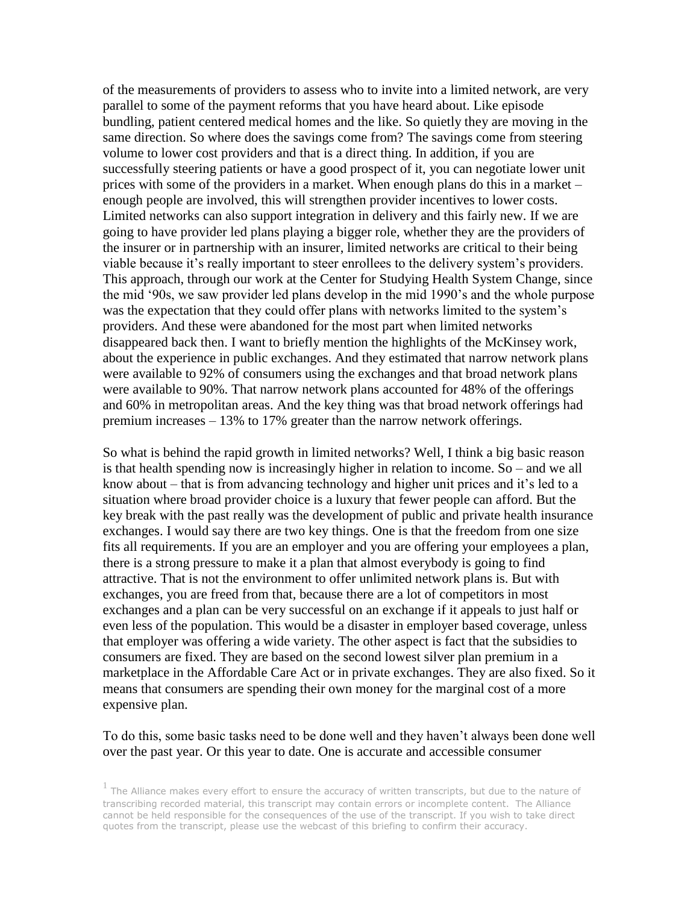of the measurements of providers to assess who to invite into a limited network, are very parallel to some of the payment reforms that you have heard about. Like episode bundling, patient centered medical homes and the like. So quietly they are moving in the same direction. So where does the savings come from? The savings come from steering volume to lower cost providers and that is a direct thing. In addition, if you are successfully steering patients or have a good prospect of it, you can negotiate lower unit prices with some of the providers in a market. When enough plans do this in a market – enough people are involved, this will strengthen provider incentives to lower costs. Limited networks can also support integration in delivery and this fairly new. If we are going to have provider led plans playing a bigger role, whether they are the providers of the insurer or in partnership with an insurer, limited networks are critical to their being viable because it's really important to steer enrollees to the delivery system's providers. This approach, through our work at the Center for Studying Health System Change, since the mid '90s, we saw provider led plans develop in the mid 1990's and the whole purpose was the expectation that they could offer plans with networks limited to the system's providers. And these were abandoned for the most part when limited networks disappeared back then. I want to briefly mention the highlights of the McKinsey work, about the experience in public exchanges. And they estimated that narrow network plans were available to 92% of consumers using the exchanges and that broad network plans were available to 90%. That narrow network plans accounted for 48% of the offerings and 60% in metropolitan areas. And the key thing was that broad network offerings had premium increases – 13% to 17% greater than the narrow network offerings.

So what is behind the rapid growth in limited networks? Well, I think a big basic reason is that health spending now is increasingly higher in relation to income. So – and we all know about – that is from advancing technology and higher unit prices and it's led to a situation where broad provider choice is a luxury that fewer people can afford. But the key break with the past really was the development of public and private health insurance exchanges. I would say there are two key things. One is that the freedom from one size fits all requirements. If you are an employer and you are offering your employees a plan, there is a strong pressure to make it a plan that almost everybody is going to find attractive. That is not the environment to offer unlimited network plans is. But with exchanges, you are freed from that, because there are a lot of competitors in most exchanges and a plan can be very successful on an exchange if it appeals to just half or even less of the population. This would be a disaster in employer based coverage, unless that employer was offering a wide variety. The other aspect is fact that the subsidies to consumers are fixed. They are based on the second lowest silver plan premium in a marketplace in the Affordable Care Act or in private exchanges. They are also fixed. So it means that consumers are spending their own money for the marginal cost of a more expensive plan.

To do this, some basic tasks need to be done well and they haven't always been done well over the past year. Or this year to date. One is accurate and accessible consumer

[1] The Alliance makes every effort to ensure the accuracy of written transcripts, but due to the nature of transcribing recorded material, this transcript may contain errors or incomplete content. The Alliance cannot be held responsible for the consequences of the use of the transcript. If you wish to take direct quotes from the transcript, please use the webcast of this briefing to confirm their accuracy.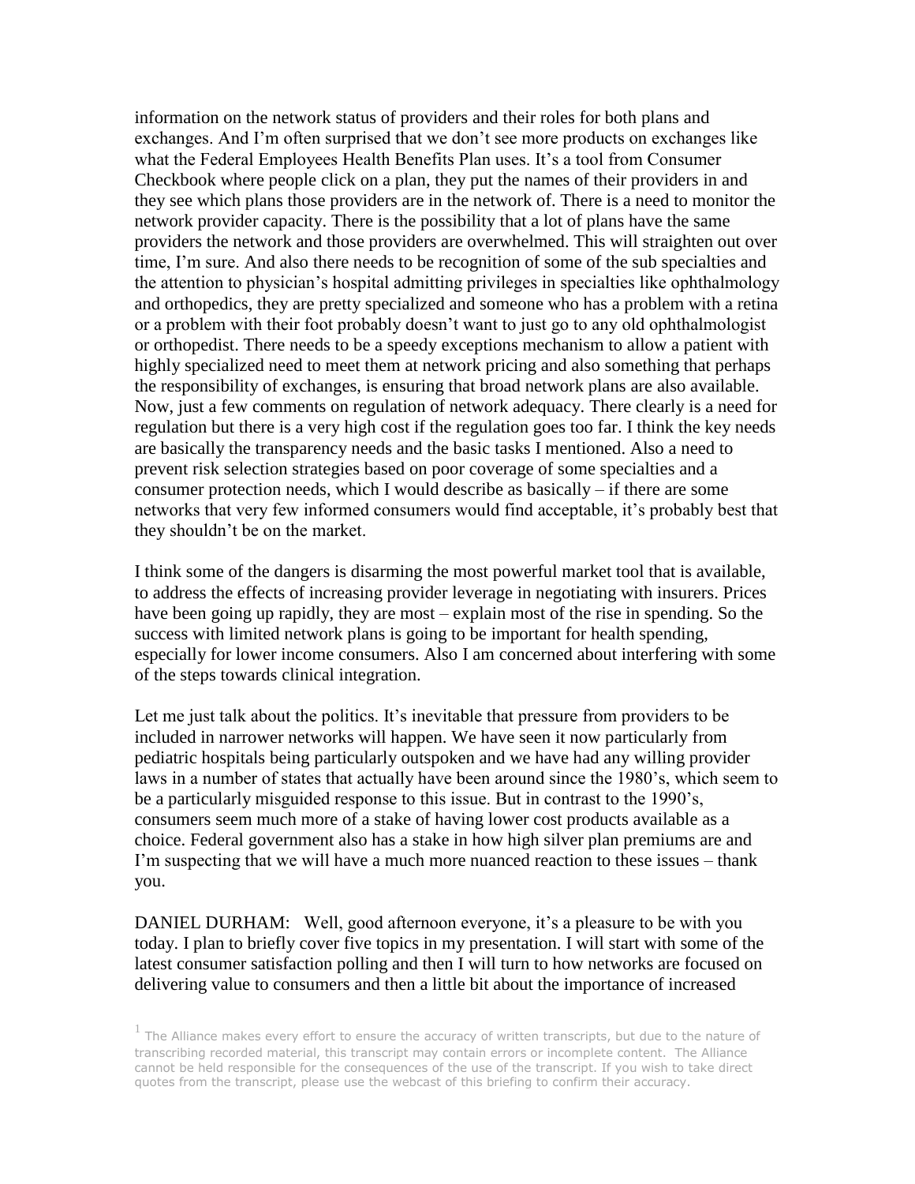information on the network status of providers and their roles for both plans and exchanges. And I'm often surprised that we don't see more products on exchanges like what the Federal Employees Health Benefits Plan uses. It's a tool from Consumer Checkbook where people click on a plan, they put the names of their providers in and they see which plans those providers are in the network of. There is a need to monitor the network provider capacity. There is the possibility that a lot of plans have the same providers the network and those providers are overwhelmed. This will straighten out over time, I'm sure. And also there needs to be recognition of some of the sub specialties and the attention to physician's hospital admitting privileges in specialties like ophthalmology and orthopedics, they are pretty specialized and someone who has a problem with a retina or a problem with their foot probably doesn't want to just go to any old ophthalmologist or orthopedist. There needs to be a speedy exceptions mechanism to allow a patient with highly specialized need to meet them at network pricing and also something that perhaps the responsibility of exchanges, is ensuring that broad network plans are also available. Now, just a few comments on regulation of network adequacy. There clearly is a need for regulation but there is a very high cost if the regulation goes too far. I think the key needs are basically the transparency needs and the basic tasks I mentioned. Also a need to prevent risk selection strategies based on poor coverage of some specialties and a consumer protection needs, which I would describe as basically – if there are some networks that very few informed consumers would find acceptable, it's probably best that they shouldn't be on the market.

I think some of the dangers is disarming the most powerful market tool that is available, to address the effects of increasing provider leverage in negotiating with insurers. Prices have been going up rapidly, they are most – explain most of the rise in spending. So the success with limited network plans is going to be important for health spending, especially for lower income consumers. Also I am concerned about interfering with some of the steps towards clinical integration.

Let me just talk about the politics. It's inevitable that pressure from providers to be included in narrower networks will happen. We have seen it now particularly from pediatric hospitals being particularly outspoken and we have had any willing provider laws in a number of states that actually have been around since the 1980's, which seem to be a particularly misguided response to this issue. But in contrast to the 1990's, consumers seem much more of a stake of having lower cost products available as a choice. Federal government also has a stake in how high silver plan premiums are and I'm suspecting that we will have a much more nuanced reaction to these issues – thank you.

DANIEL DURHAM: Well, good afternoon everyone, it's a pleasure to be with you today. I plan to briefly cover five topics in my presentation. I will start with some of the latest consumer satisfaction polling and then I will turn to how networks are focused on delivering value to consumers and then a little bit about the importance of increased

[1] The Alliance makes every effort to ensure the accuracy of written transcripts, but due to the nature of transcribing recorded material, this transcript may contain errors or incomplete content. The Alliance cannot be held responsible for the consequences of the use of the transcript. If you wish to take direct quotes from the transcript, please use the webcast of this briefing to confirm their accuracy.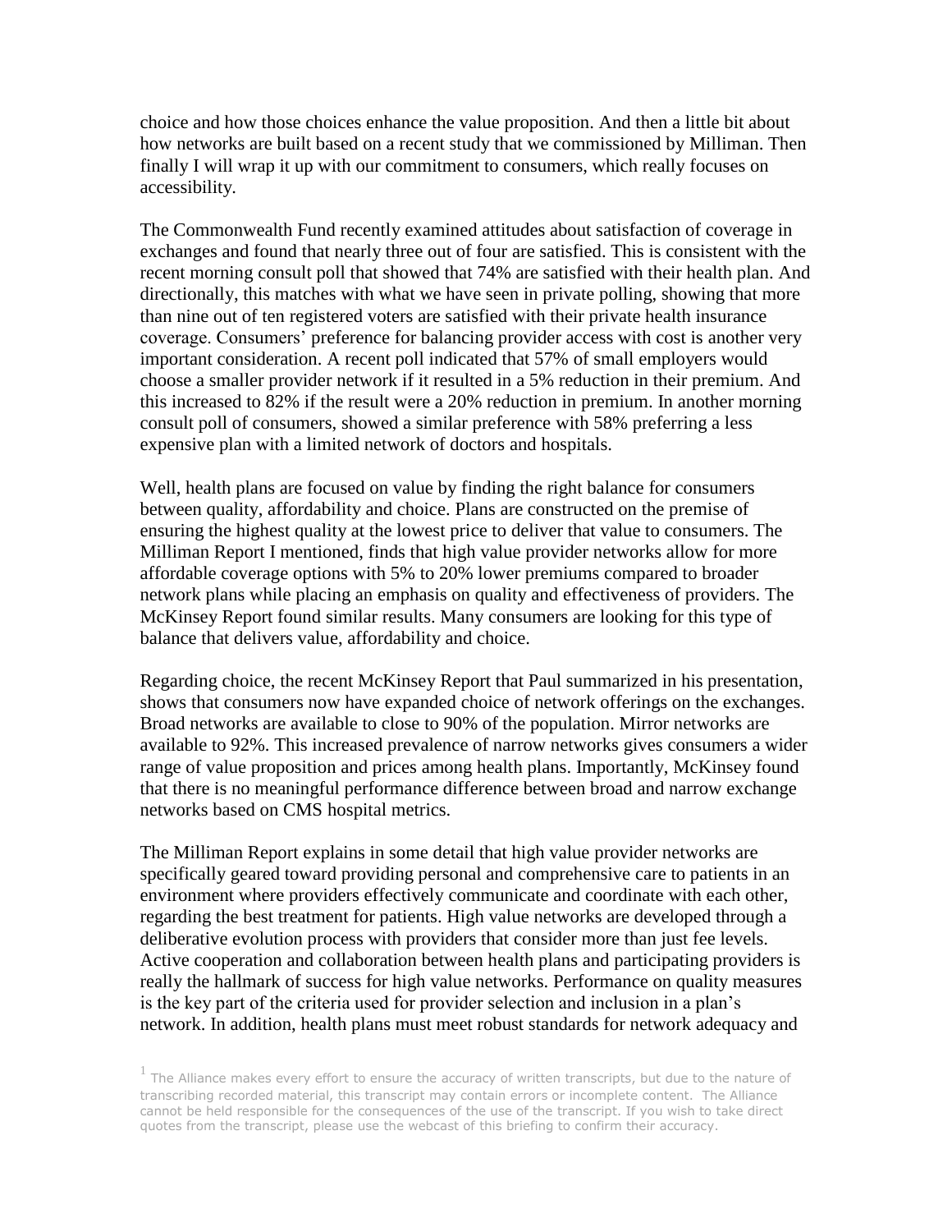choice and how those choices enhance the value proposition. And then a little bit about how networks are built based on a recent study that we commissioned by Milliman. Then finally I will wrap it up with our commitment to consumers, which really focuses on accessibility.

The Commonwealth Fund recently examined attitudes about satisfaction of coverage in exchanges and found that nearly three out of four are satisfied. This is consistent with the recent morning consult poll that showed that 74% are satisfied with their health plan. And directionally, this matches with what we have seen in private polling, showing that more than nine out of ten registered voters are satisfied with their private health insurance coverage. Consumers' preference for balancing provider access with cost is another very important consideration. A recent poll indicated that 57% of small employers would choose a smaller provider network if it resulted in a 5% reduction in their premium. And this increased to 82% if the result were a 20% reduction in premium. In another morning consult poll of consumers, showed a similar preference with 58% preferring a less expensive plan with a limited network of doctors and hospitals.

Well, health plans are focused on value by finding the right balance for consumers between quality, affordability and choice. Plans are constructed on the premise of ensuring the highest quality at the lowest price to deliver that value to consumers. The Milliman Report I mentioned, finds that high value provider networks allow for more affordable coverage options with 5% to 20% lower premiums compared to broader network plans while placing an emphasis on quality and effectiveness of providers. The McKinsey Report found similar results. Many consumers are looking for this type of balance that delivers value, affordability and choice.

Regarding choice, the recent McKinsey Report that Paul summarized in his presentation, shows that consumers now have expanded choice of network offerings on the exchanges. Broad networks are available to close to 90% of the population. Mirror networks are available to 92%. This increased prevalence of narrow networks gives consumers a wider range of value proposition and prices among health plans. Importantly, McKinsey found that there is no meaningful performance difference between broad and narrow exchange networks based on CMS hospital metrics.

The Milliman Report explains in some detail that high value provider networks are specifically geared toward providing personal and comprehensive care to patients in an environment where providers effectively communicate and coordinate with each other, regarding the best treatment for patients. High value networks are developed through a deliberative evolution process with providers that consider more than just fee levels. Active cooperation and collaboration between health plans and participating providers is really the hallmark of success for high value networks. Performance on quality measures is the key part of the criteria used for provider selection and inclusion in a plan's network. In addition, health plans must meet robust standards for network adequacy and

[1] The Alliance makes every effort to ensure the accuracy of written transcripts, but due to the nature of transcribing recorded material, this transcript may contain errors or incomplete content. The Alliance cannot be held responsible for the consequences of the use of the transcript. If you wish to take direct quotes from the transcript, please use the webcast of this briefing to confirm their accuracy.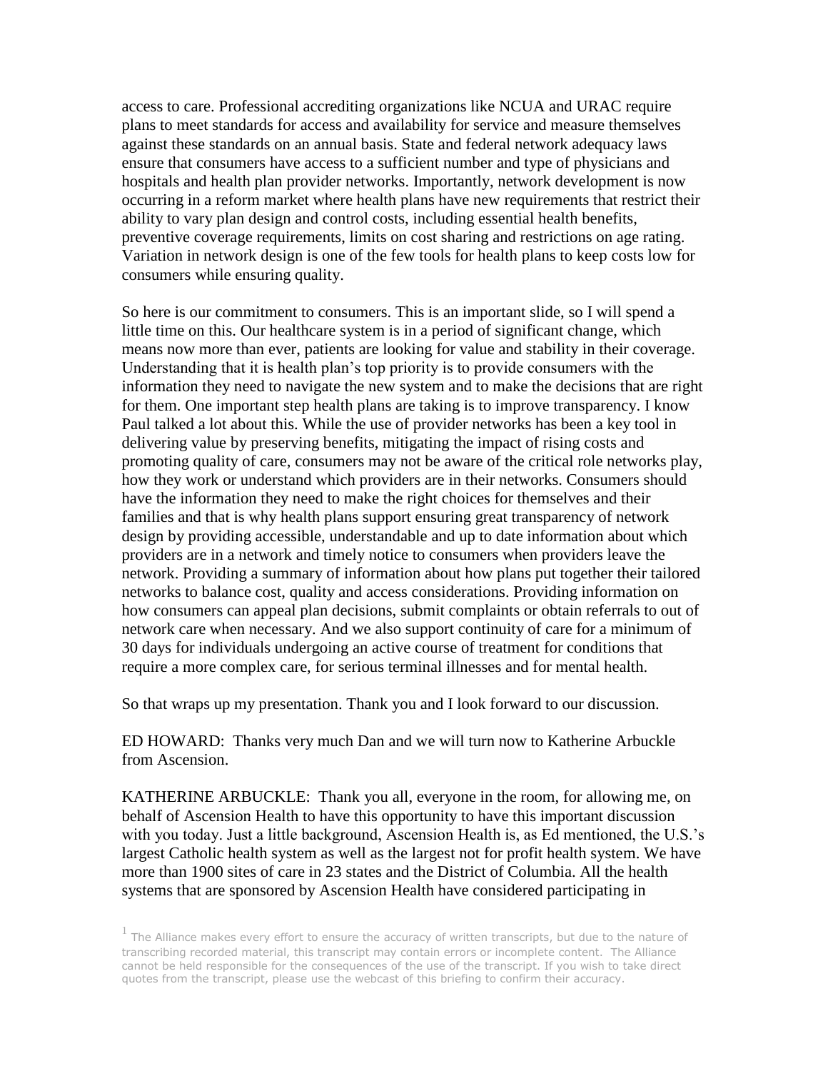access to care. Professional accrediting organizations like NCUA and URAC require plans to meet standards for access and availability for service and measure themselves against these standards on an annual basis. State and federal network adequacy laws ensure that consumers have access to a sufficient number and type of physicians and hospitals and health plan provider networks. Importantly, network development is now occurring in a reform market where health plans have new requirements that restrict their ability to vary plan design and control costs, including essential health benefits, preventive coverage requirements, limits on cost sharing and restrictions on age rating. Variation in network design is one of the few tools for health plans to keep costs low for consumers while ensuring quality.

So here is our commitment to consumers. This is an important slide, so I will spend a little time on this. Our healthcare system is in a period of significant change, which means now more than ever, patients are looking for value and stability in their coverage. Understanding that it is health plan's top priority is to provide consumers with the information they need to navigate the new system and to make the decisions that are right for them. One important step health plans are taking is to improve transparency. I know Paul talked a lot about this. While the use of provider networks has been a key tool in delivering value by preserving benefits, mitigating the impact of rising costs and promoting quality of care, consumers may not be aware of the critical role networks play, how they work or understand which providers are in their networks. Consumers should have the information they need to make the right choices for themselves and their families and that is why health plans support ensuring great transparency of network design by providing accessible, understandable and up to date information about which providers are in a network and timely notice to consumers when providers leave the network. Providing a summary of information about how plans put together their tailored networks to balance cost, quality and access considerations. Providing information on how consumers can appeal plan decisions, submit complaints or obtain referrals to out of network care when necessary. And we also support continuity of care for a minimum of 30 days for individuals undergoing an active course of treatment for conditions that require a more complex care, for serious terminal illnesses and for mental health.

So that wraps up my presentation. Thank you and I look forward to our discussion.

ED HOWARD: Thanks very much Dan and we will turn now to Katherine Arbuckle from Ascension.

KATHERINE ARBUCKLE: Thank you all, everyone in the room, for allowing me, on behalf of Ascension Health to have this opportunity to have this important discussion with you today. Just a little background, Ascension Health is, as Ed mentioned, the U.S.'s largest Catholic health system as well as the largest not for profit health system. We have more than 1900 sites of care in 23 states and the District of Columbia. All the health systems that are sponsored by Ascension Health have considered participating in

[1] The Alliance makes every effort to ensure the accuracy of written transcripts, but due to the nature of transcribing recorded material, this transcript may contain errors or incomplete content. The Alliance cannot be held responsible for the consequences of the use of the transcript. If you wish to take direct quotes from the transcript, please use the webcast of this briefing to confirm their accuracy.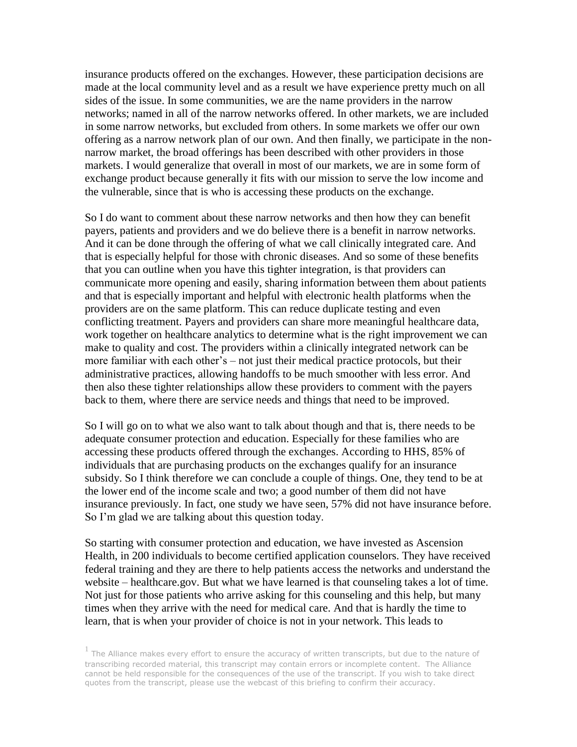insurance products offered on the exchanges. However, these participation decisions are made at the local community level and as a result we have experience pretty much on all sides of the issue. In some communities, we are the name providers in the narrow networks; named in all of the narrow networks offered. In other markets, we are included in some narrow networks, but excluded from others. In some markets we offer our own offering as a narrow network plan of our own. And then finally, we participate in the non-narrow market, the broad offerings has been described with other providers in those markets. I would generalize that overall in most of our markets, we are in some form of exchange product because generally it fits with our mission to serve the low income and the vulnerable, since that is who is accessing these products on the exchange.

So I do want to comment about these narrow networks and then how they can benefit payers, patients and providers and we do believe there is a benefit in narrow networks. And it can be done through the offering of what we call clinically integrated care. And that is especially helpful for those with chronic diseases. And so some of these benefits that you can outline when you have this tighter integration, is that providers can communicate more opening and easily, sharing information between them about patients and that is especially important and helpful with electronic health platforms when the providers are on the same platform. This can reduce duplicate testing and even conflicting treatment. Payers and providers can share more meaningful healthcare data, work together on healthcare analytics to determine what is the right improvement we can make to quality and cost. The providers within a clinically integrated network can be more familiar with each other's – not just their medical practice protocols, but their administrative practices, allowing handoffs to be much smoother with less error. And then also these tighter relationships allow these providers to comment with the payers back to them, where there are service needs and things that need to be improved.

So I will go on to what we also want to talk about though and that is, there needs to be adequate consumer protection and education. Especially for these families who are accessing these products offered through the exchanges. According to HHS, 85% of individuals that are purchasing products on the exchanges qualify for an insurance subsidy. So I think therefore we can conclude a couple of things. One, they tend to be at the lower end of the income scale and two; a good number of them did not have insurance previously. In fact, one study we have seen, 57% did not have insurance before. So I'm glad we are talking about this question today.

So starting with consumer protection and education, we have invested as Ascension Health, in 200 individuals to become certified application counselors. They have received federal training and they are there to help patients access the networks and understand the website – healthcare.gov. But what we have learned is that counseling takes a lot of time. Not just for those patients who arrive asking for this counseling and this help, but many times when they arrive with the need for medical care. And that is hardly the time to learn, that is when your provider of choice is not in your network. This leads to

[1] The Alliance makes every effort to ensure the accuracy of written transcripts, but due to the nature of transcribing recorded material, this transcript may contain errors or incomplete content. The Alliance cannot be held responsible for the consequences of the use of the transcript. If you wish to take direct quotes from the transcript, please use the webcast of this briefing to confirm their accuracy.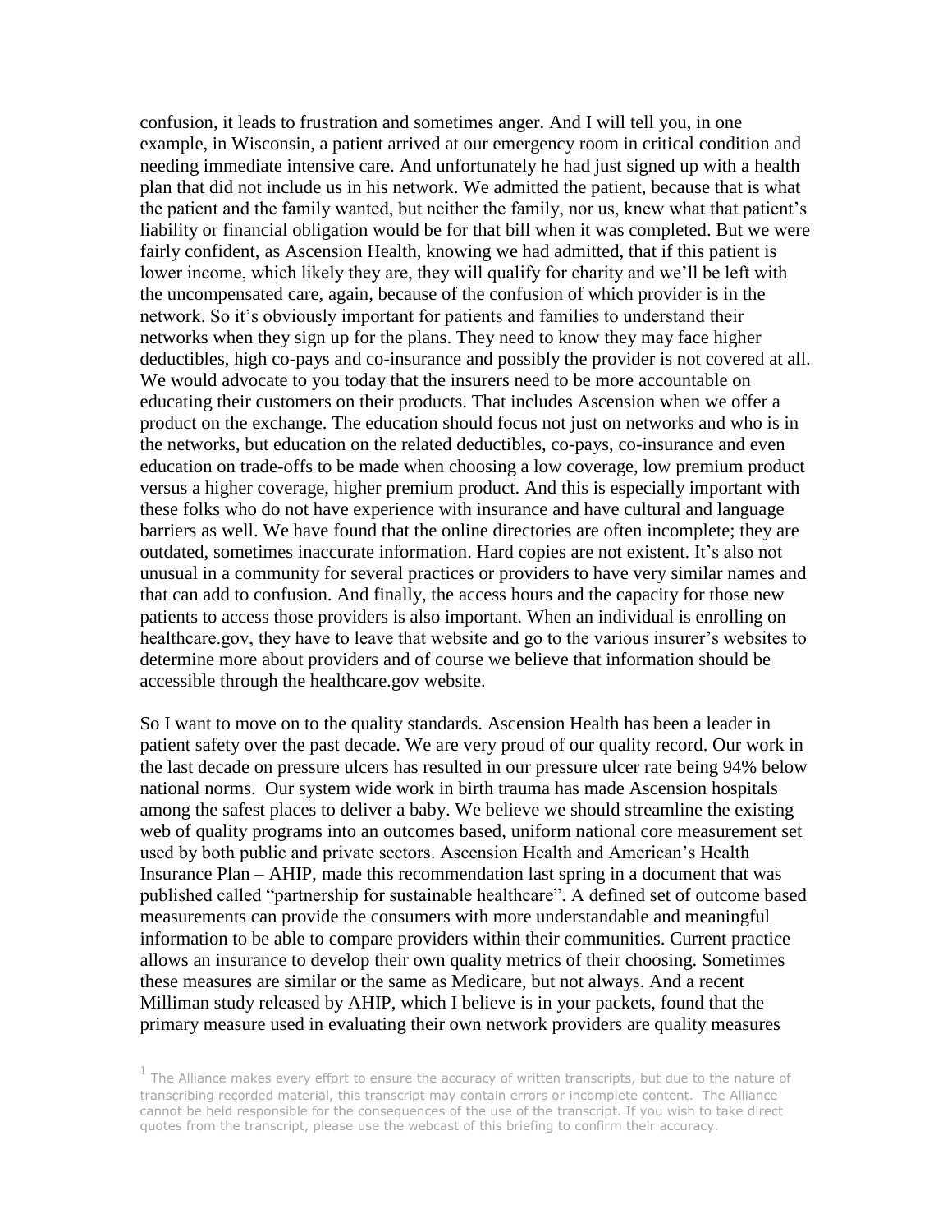confusion, it leads to frustration and sometimes anger. And I will tell you, in one example, in Wisconsin, a patient arrived at our emergency room in critical condition and needing immediate intensive care. And unfortunately he had just signed up with a health plan that did not include us in his network. We admitted the patient, because that is what the patient and the family wanted, but neither the family, nor us, knew what that patient's liability or financial obligation would be for that bill when it was completed. But we were fairly confident, as Ascension Health, knowing we had admitted, that if this patient is lower income, which likely they are, they will qualify for charity and we'll be left with the uncompensated care, again, because of the confusion of which provider is in the network. So it's obviously important for patients and families to understand their networks when they sign up for the plans. They need to know they may face higher deductibles, high co-pays and co-insurance and possibly the provider is not covered at all. We would advocate to you today that the insurers need to be more accountable on educating their customers on their products. That includes Ascension when we offer a product on the exchange. The education should focus not just on networks and who is in the networks, but education on the related deductibles, co-pays, co-insurance and even education on trade-offs to be made when choosing a low coverage, low premium product versus a higher coverage, higher premium product. And this is especially important with these folks who do not have experience with insurance and have cultural and language barriers as well. We have found that the online directories are often incomplete; they are outdated, sometimes inaccurate information. Hard copies are not existent. It's also not unusual in a community for several practices or providers to have very similar names and that can add to confusion. And finally, the access hours and the capacity for those new patients to access those providers is also important. When an individual is enrolling on healthcare.gov, they have to leave that website and go to the various insurer's websites to determine more about providers and of course we believe that information should be accessible through the healthcare.gov website.

So I want to move on to the quality standards. Ascension Health has been a leader in patient safety over the past decade. We are very proud of our quality record. Our work in the last decade on pressure ulcers has resulted in our pressure ulcer rate being 94% below national norms. Our system wide work in birth trauma has made Ascension hospitals among the safest places to deliver a baby. We believe we should streamline the existing web of quality programs into an outcomes based, uniform national core measurement set used by both public and private sectors. Ascension Health and American's Health Insurance Plan – AHIP, made this recommendation last spring in a document that was published called "partnership for sustainable healthcare". A defined set of outcome based measurements can provide the consumers with more understandable and meaningful information to be able to compare providers within their communities. Current practice allows an insurance to develop their own quality metrics of their choosing. Sometimes these measures are similar or the same as Medicare, but not always. And a recent Milliman study released by AHIP, which I believe is in your packets, found that the primary measure used in evaluating their own network providers are quality measures

[1] The Alliance makes every effort to ensure the accuracy of written transcripts, but due to the nature of transcribing recorded material, this transcript may contain errors or incomplete content. The Alliance cannot be held responsible for the consequences of the use of the transcript. If you wish to take direct quotes from the transcript, please use the webcast of this briefing to confirm their accuracy.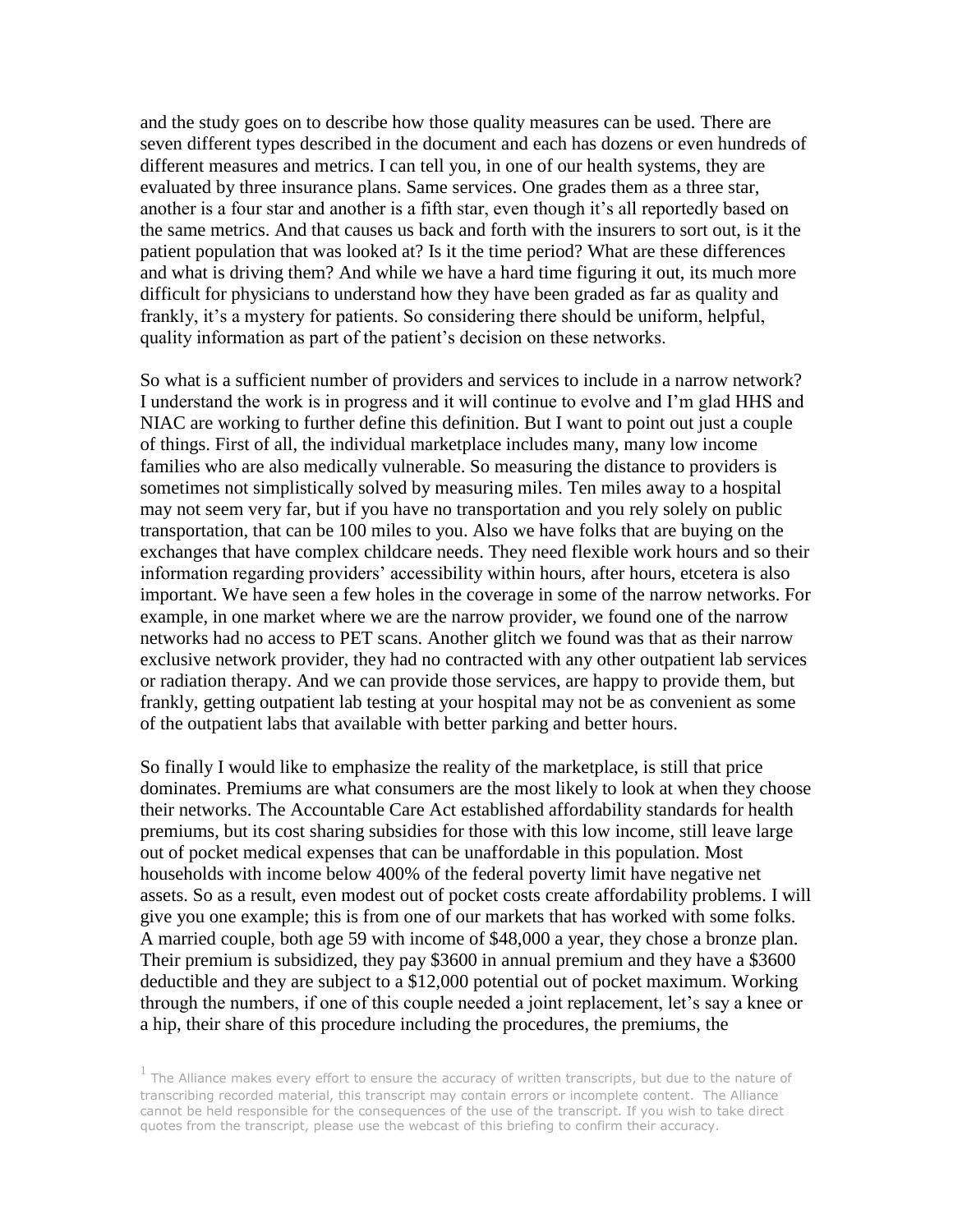and the study goes on to describe how those quality measures can be used. There are seven different types described in the document and each has dozens or even hundreds of different measures and metrics. I can tell you, in one of our health systems, they are evaluated by three insurance plans. Same services. One grades them as a three star, another is a four star and another is a fifth star, even though it's all reportedly based on the same metrics. And that causes us back and forth with the insurers to sort out, is it the patient population that was looked at? Is it the time period? What are these differences and what is driving them? And while we have a hard time figuring it out, its much more difficult for physicians to understand how they have been graded as far as quality and frankly, it's a mystery for patients. So considering there should be uniform, helpful, quality information as part of the patient's decision on these networks.

So what is a sufficient number of providers and services to include in a narrow network? I understand the work is in progress and it will continue to evolve and I'm glad HHS and NIAC are working to further define this definition. But I want to point out just a couple of things. First of all, the individual marketplace includes many, many low income families who are also medically vulnerable. So measuring the distance to providers is sometimes not simplistically solved by measuring miles. Ten miles away to a hospital may not seem very far, but if you have no transportation and you rely solely on public transportation, that can be 100 miles to you. Also we have folks that are buying on the exchanges that have complex childcare needs. They need flexible work hours and so their information regarding providers' accessibility within hours, after hours, etcetera is also important. We have seen a few holes in the coverage in some of the narrow networks. For example, in one market where we are the narrow provider, we found one of the narrow networks had no access to PET scans. Another glitch we found was that as their narrow exclusive network provider, they had no contracted with any other outpatient lab services or radiation therapy. And we can provide those services, are happy to provide them, but frankly, getting outpatient lab testing at your hospital may not be as convenient as some of the outpatient labs that available with better parking and better hours.

So finally I would like to emphasize the reality of the marketplace, is still that price dominates. Premiums are what consumers are the most likely to look at when they choose their networks. The Accountable Care Act established affordability standards for health premiums, but its cost sharing subsidies for those with this low income, still leave large out of pocket medical expenses that can be unaffordable in this population. Most households with income below 400% of the federal poverty limit have negative net assets. So as a result, even modest out of pocket costs create affordability problems. I will give you one example; this is from one of our markets that has worked with some folks. A married couple, both age 59 with income of $48,000 a year, they chose a bronze plan. Their premium is subsidized, they pay $3600 in annual premium and they have a $3600 deductible and they are subject to a $12,000 potential out of pocket maximum. Working through the numbers, if one of this couple needed a joint replacement, let's say a knee or a hip, their share of this procedure including the procedures, the premiums, the

[1] The Alliance makes every effort to ensure the accuracy of written transcripts, but due to the nature of transcribing recorded material, this transcript may contain errors or incomplete content. The Alliance cannot be held responsible for the consequences of the use of the transcript. If you wish to take direct quotes from the transcript, please use the webcast of this briefing to confirm their accuracy.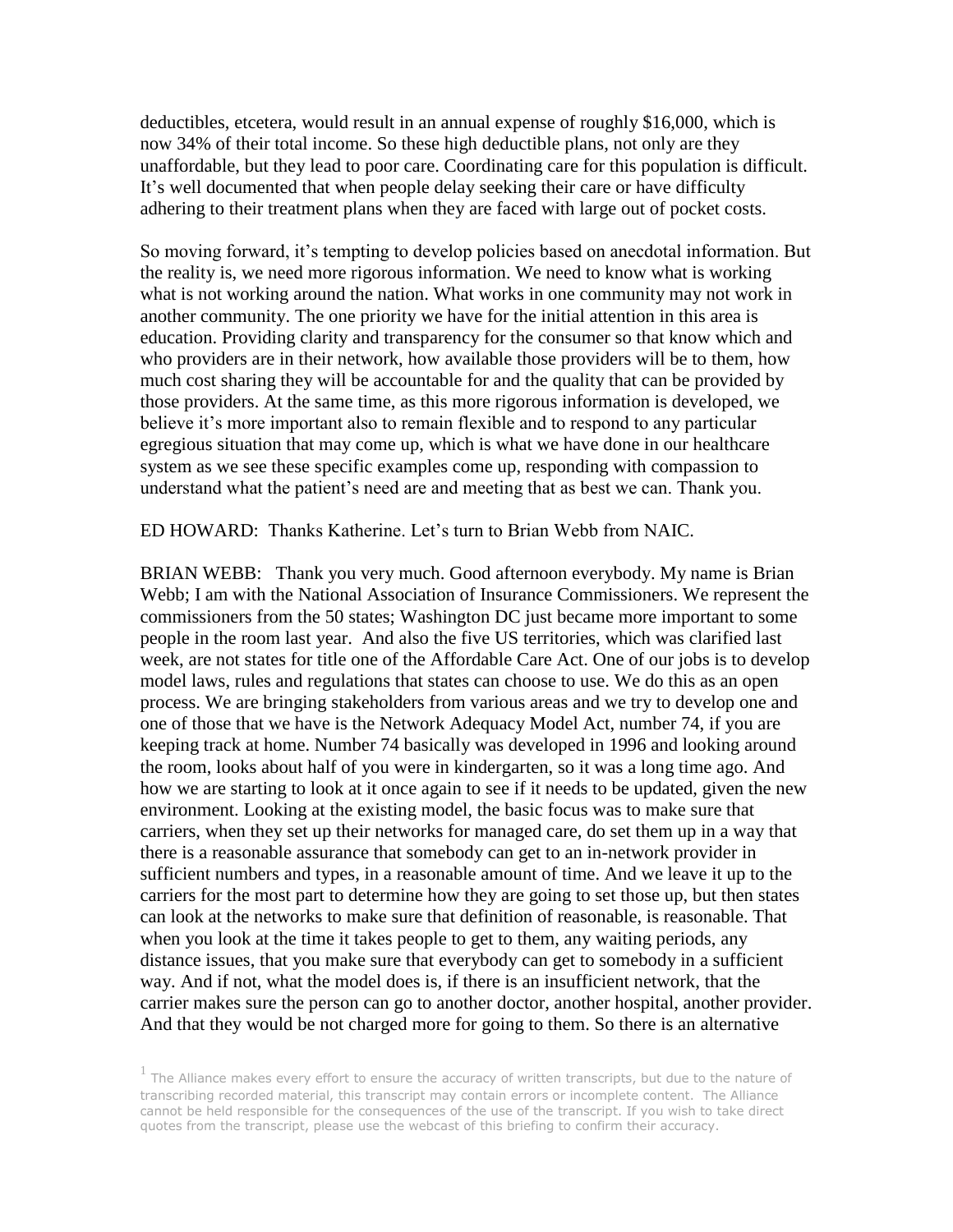deductibles, etcetera, would result in an annual expense of roughly $16,000, which is now 34% of their total income. So these high deductible plans, not only are they unaffordable, but they lead to poor care. Coordinating care for this population is difficult. It's well documented that when people delay seeking their care or have difficulty adhering to their treatment plans when they are faced with large out of pocket costs.

So moving forward, it's tempting to develop policies based on anecdotal information. But the reality is, we need more rigorous information. We need to know what is working what is not working around the nation. What works in one community may not work in another community. The one priority we have for the initial attention in this area is education. Providing clarity and transparency for the consumer so that know which and who providers are in their network, how available those providers will be to them, how much cost sharing they will be accountable for and the quality that can be provided by those providers. At the same time, as this more rigorous information is developed, we believe it's more important also to remain flexible and to respond to any particular egregious situation that may come up, which is what we have done in our healthcare system as we see these specific examples come up, responding with compassion to understand what the patient's need are and meeting that as best we can. Thank you.

ED HOWARD: Thanks Katherine. Let's turn to Brian Webb from NAIC.

BRIAN WEBB: Thank you very much. Good afternoon everybody. My name is Brian Webb; I am with the National Association of Insurance Commissioners. We represent the commissioners from the 50 states; Washington DC just became more important to some people in the room last year. And also the five US territories, which was clarified last week, are not states for title one of the Affordable Care Act. One of our jobs is to develop model laws, rules and regulations that states can choose to use. We do this as an open process. We are bringing stakeholders from various areas and we try to develop one and one of those that we have is the Network Adequacy Model Act, number 74, if you are keeping track at home. Number 74 basically was developed in 1996 and looking around the room, looks about half of you were in kindergarten, so it was a long time ago. And how we are starting to look at it once again to see if it needs to be updated, given the new environment. Looking at the existing model, the basic focus was to make sure that carriers, when they set up their networks for managed care, do set them up in a way that there is a reasonable assurance that somebody can get to an in-network provider in sufficient numbers and types, in a reasonable amount of time. And we leave it up to the carriers for the most part to determine how they are going to set those up, but then states can look at the networks to make sure that definition of reasonable, is reasonable. That when you look at the time it takes people to get to them, any waiting periods, any distance issues, that you make sure that everybody can get to somebody in a sufficient way. And if not, what the model does is, if there is an insufficient network, that the carrier makes sure the person can go to another doctor, another hospital, another provider. And that they would be not charged more for going to them. So there is an alternative

[1] The Alliance makes every effort to ensure the accuracy of written transcripts, but due to the nature of transcribing recorded material, this transcript may contain errors or incomplete content. The Alliance cannot be held responsible for the consequences of the use of the transcript. If you wish to take direct quotes from the transcript, please use the webcast of this briefing to confirm their accuracy.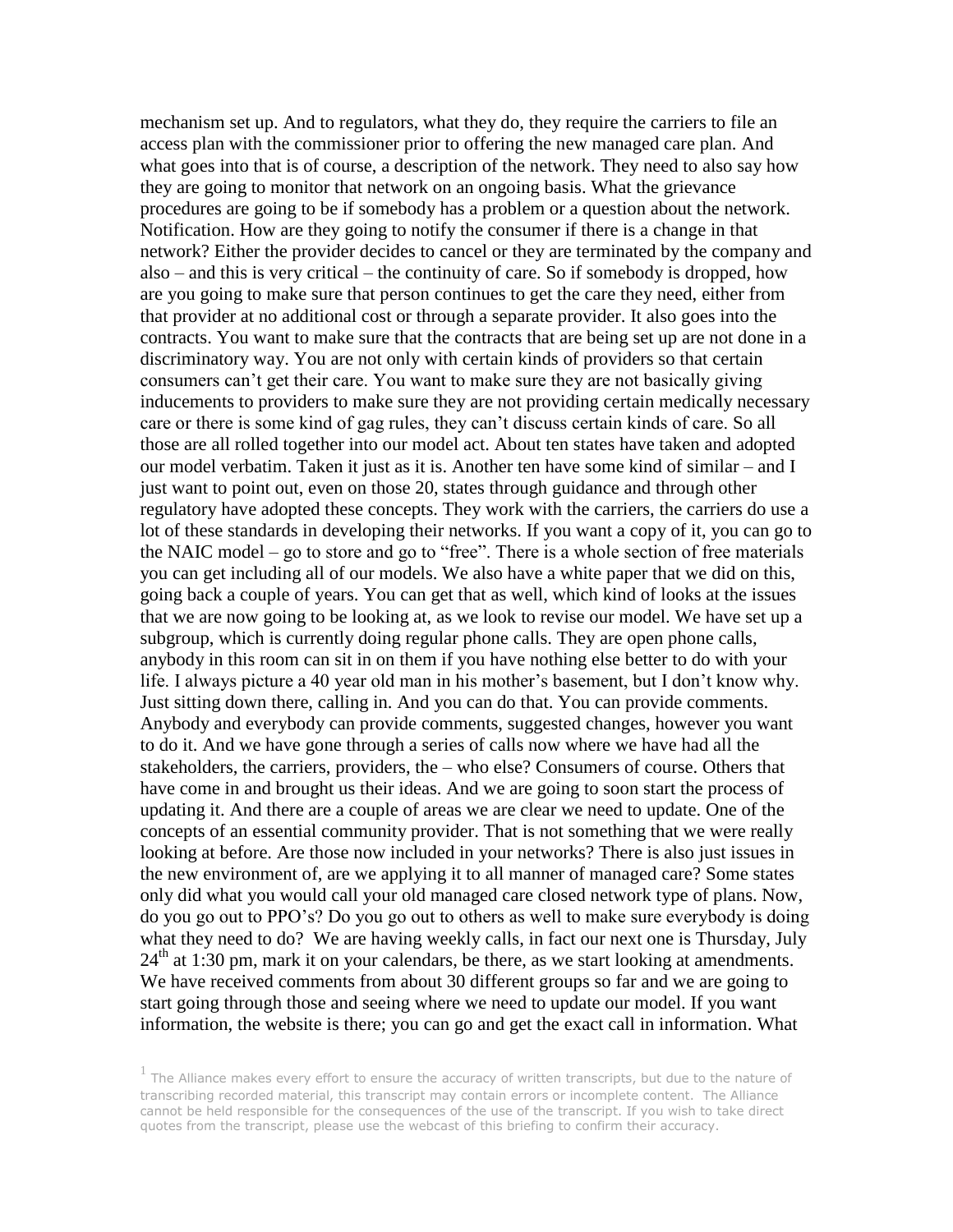mechanism set up. And to regulators, what they do, they require the carriers to file an access plan with the commissioner prior to offering the new managed care plan. And what goes into that is of course, a description of the network. They need to also say how they are going to monitor that network on an ongoing basis. What the grievance procedures are going to be if somebody has a problem or a question about the network. Notification. How are they going to notify the consumer if there is a change in that network? Either the provider decides to cancel or they are terminated by the company and also – and this is very critical – the continuity of care. So if somebody is dropped, how are you going to make sure that person continues to get the care they need, either from that provider at no additional cost or through a separate provider. It also goes into the contracts. You want to make sure that the contracts that are being set up are not done in a discriminatory way. You are not only with certain kinds of providers so that certain consumers can't get their care. You want to make sure they are not basically giving inducements to providers to make sure they are not providing certain medically necessary care or there is some kind of gag rules, they can't discuss certain kinds of care. So all those are all rolled together into our model act. About ten states have taken and adopted our model verbatim. Taken it just as it is. Another ten have some kind of similar – and I just want to point out, even on those 20, states through guidance and through other regulatory have adopted these concepts. They work with the carriers, the carriers do use a lot of these standards in developing their networks. If you want a copy of it, you can go to the NAIC model – go to store and go to "free". There is a whole section of free materials you can get including all of our models. We also have a white paper that we did on this, going back a couple of years. You can get that as well, which kind of looks at the issues that we are now going to be looking at, as we look to revise our model. We have set up a subgroup, which is currently doing regular phone calls. They are open phone calls, anybody in this room can sit in on them if you have nothing else better to do with your life. I always picture a 40 year old man in his mother's basement, but I don't know why. Just sitting down there, calling in. And you can do that. You can provide comments. Anybody and everybody can provide comments, suggested changes, however you want to do it. And we have gone through a series of calls now where we have had all the stakeholders, the carriers, providers, the – who else? Consumers of course. Others that have come in and brought us their ideas. And we are going to soon start the process of updating it. And there are a couple of areas we are clear we need to update. One of the concepts of an essential community provider. That is not something that we were really looking at before. Are those now included in your networks? There is also just issues in the new environment of, are we applying it to all manner of managed care? Some states only did what you would call your old managed care closed network type of plans. Now, do you go out to PPO's? Do you go out to others as well to make sure everybody is doing what they need to do? We are having weekly calls, in fact our next one is Thursday, July 24th at 1:30 pm, mark it on your calendars, be there, as we start looking at amendments. We have received comments from about 30 different groups so far and we are going to start going through those and seeing where we need to update our model. If you want information, the website is there; you can go and get the exact call in information. What

[1] The Alliance makes every effort to ensure the accuracy of written transcripts, but due to the nature of transcribing recorded material, this transcript may contain errors or incomplete content. The Alliance cannot be held responsible for the consequences of the use of the transcript. If you wish to take direct quotes from the transcript, please use the webcast of this briefing to confirm their accuracy.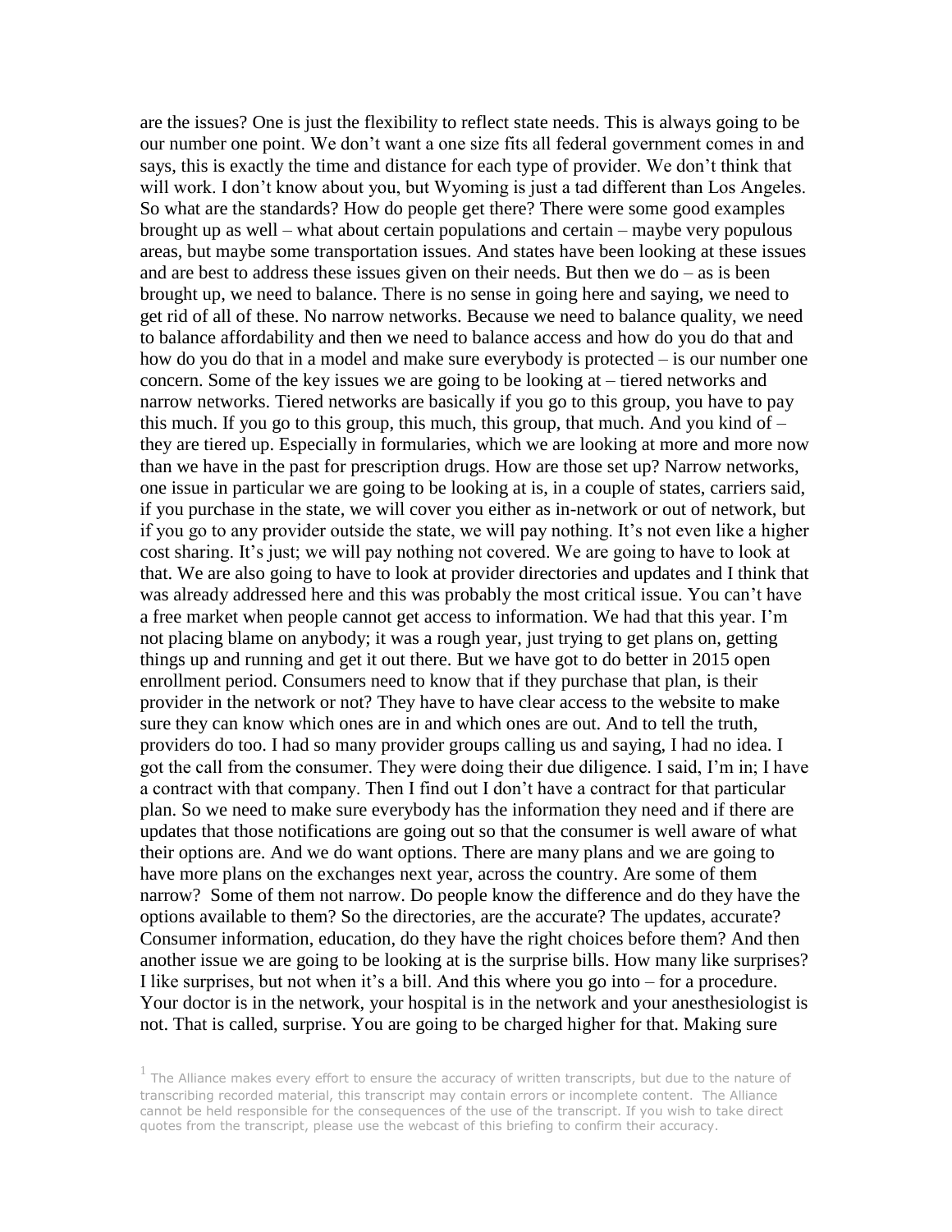are the issues? One is just the flexibility to reflect state needs. This is always going to be our number one point. We don't want a one size fits all federal government comes in and says, this is exactly the time and distance for each type of provider. We don't think that will work. I don't know about you, but Wyoming is just a tad different than Los Angeles. So what are the standards? How do people get there? There were some good examples brought up as well – what about certain populations and certain – maybe very populous areas, but maybe some transportation issues. And states have been looking at these issues and are best to address these issues given on their needs. But then we do – as is been brought up, we need to balance. There is no sense in going here and saying, we need to get rid of all of these. No narrow networks. Because we need to balance quality, we need to balance affordability and then we need to balance access and how do you do that and how do you do that in a model and make sure everybody is protected – is our number one concern. Some of the key issues we are going to be looking at – tiered networks and narrow networks. Tiered networks are basically if you go to this group, you have to pay this much. If you go to this group, this much, this group, that much. And you kind of – they are tiered up. Especially in formularies, which we are looking at more and more now than we have in the past for prescription drugs. How are those set up? Narrow networks, one issue in particular we are going to be looking at is, in a couple of states, carriers said, if you purchase in the state, we will cover you either as in-network or out of network, but if you go to any provider outside the state, we will pay nothing. It's not even like a higher cost sharing. It's just; we will pay nothing not covered. We are going to have to look at that. We are also going to have to look at provider directories and updates and I think that was already addressed here and this was probably the most critical issue. You can't have a free market when people cannot get access to information. We had that this year. I'm not placing blame on anybody; it was a rough year, just trying to get plans on, getting things up and running and get it out there. But we have got to do better in 2015 open enrollment period. Consumers need to know that if they purchase that plan, is their provider in the network or not? They have to have clear access to the website to make sure they can know which ones are in and which ones are out. And to tell the truth, providers do too. I had so many provider groups calling us and saying, I had no idea. I got the call from the consumer. They were doing their due diligence. I said, I'm in; I have a contract with that company. Then I find out I don't have a contract for that particular plan. So we need to make sure everybody has the information they need and if there are updates that those notifications are going out so that the consumer is well aware of what their options are. And we do want options. There are many plans and we are going to have more plans on the exchanges next year, across the country. Are some of them narrow? Some of them not narrow. Do people know the difference and do they have the options available to them? So the directories, are the accurate? The updates, accurate? Consumer information, education, do they have the right choices before them? And then another issue we are going to be looking at is the surprise bills. How many like surprises? I like surprises, but not when it's a bill. And this where you go into – for a procedure. Your doctor is in the network, your hospital is in the network and your anesthesiologist is not. That is called, surprise. You are going to be charged higher for that. Making sure

[1] The Alliance makes every effort to ensure the accuracy of written transcripts, but due to the nature of transcribing recorded material, this transcript may contain errors or incomplete content. The Alliance cannot be held responsible for the consequences of the use of the transcript. If you wish to take direct quotes from the transcript, please use the webcast of this briefing to confirm their accuracy.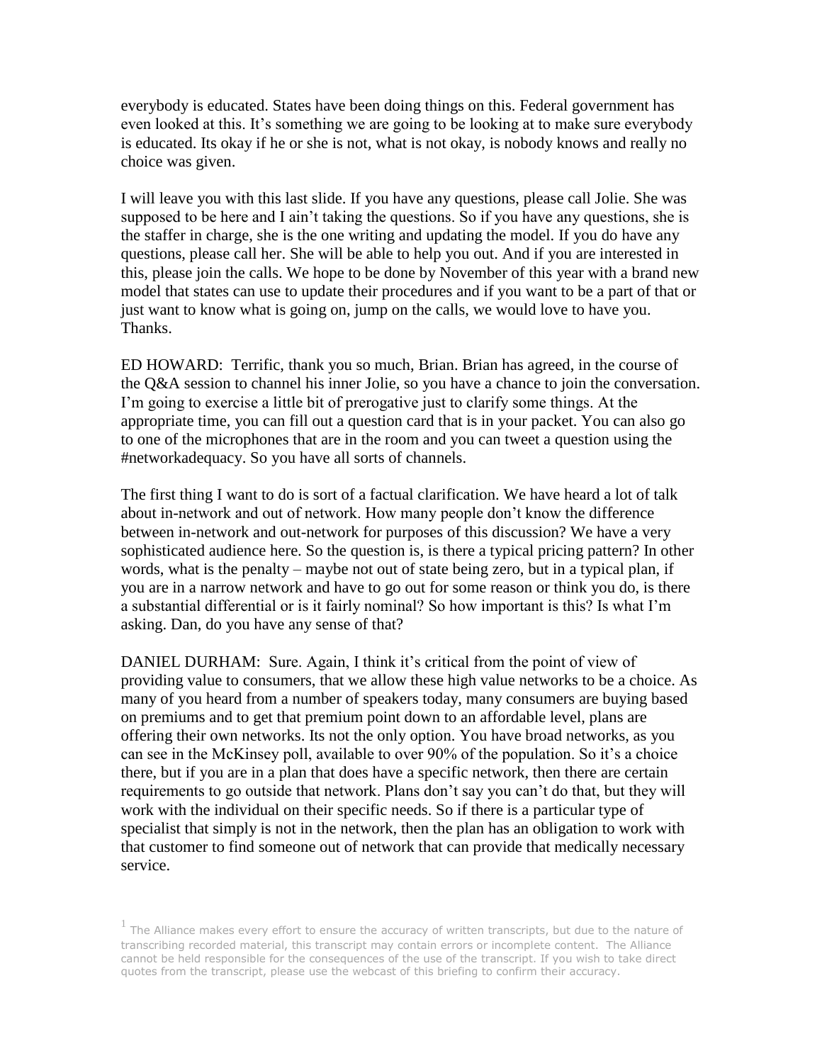everybody is educated. States have been doing things on this. Federal government has even looked at this. It's something we are going to be looking at to make sure everybody is educated. Its okay if he or she is not, what is not okay, is nobody knows and really no choice was given.

I will leave you with this last slide. If you have any questions, please call Jolie. She was supposed to be here and I ain't taking the questions. So if you have any questions, she is the staffer in charge, she is the one writing and updating the model. If you do have any questions, please call her. She will be able to help you out. And if you are interested in this, please join the calls. We hope to be done by November of this year with a brand new model that states can use to update their procedures and if you want to be a part of that or just want to know what is going on, jump on the calls, we would love to have you. Thanks.

ED HOWARD: Terrific, thank you so much, Brian. Brian has agreed, in the course of the Q&A session to channel his inner Jolie, so you have a chance to join the conversation. I'm going to exercise a little bit of prerogative just to clarify some things. At the appropriate time, you can fill out a question card that is in your packet. You can also go to one of the microphones that are in the room and you can tweet a question using the #networkadequacy. So you have all sorts of channels.

The first thing I want to do is sort of a factual clarification. We have heard a lot of talk about in-network and out of network. How many people don't know the difference between in-network and out-network for purposes of this discussion? We have a very sophisticated audience here. So the question is, is there a typical pricing pattern? In other words, what is the penalty – maybe not out of state being zero, but in a typical plan, if you are in a narrow network and have to go out for some reason or think you do, is there a substantial differential or is it fairly nominal? So how important is this? Is what I'm asking. Dan, do you have any sense of that?

DANIEL DURHAM: Sure. Again, I think it's critical from the point of view of providing value to consumers, that we allow these high value networks to be a choice. As many of you heard from a number of speakers today, many consumers are buying based on premiums and to get that premium point down to an affordable level, plans are offering their own networks. Its not the only option. You have broad networks, as you can see in the McKinsey poll, available to over 90% of the population. So it's a choice there, but if you are in a plan that does have a specific network, then there are certain requirements to go outside that network. Plans don't say you can't do that, but they will work with the individual on their specific needs. So if there is a particular type of specialist that simply is not in the network, then the plan has an obligation to work with that customer to find someone out of network that can provide that medically necessary service.

[1] The Alliance makes every effort to ensure the accuracy of written transcripts, but due to the nature of transcribing recorded material, this transcript may contain errors or incomplete content. The Alliance cannot be held responsible for the consequences of the use of the transcript. If you wish to take direct quotes from the transcript, please use the webcast of this briefing to confirm their accuracy.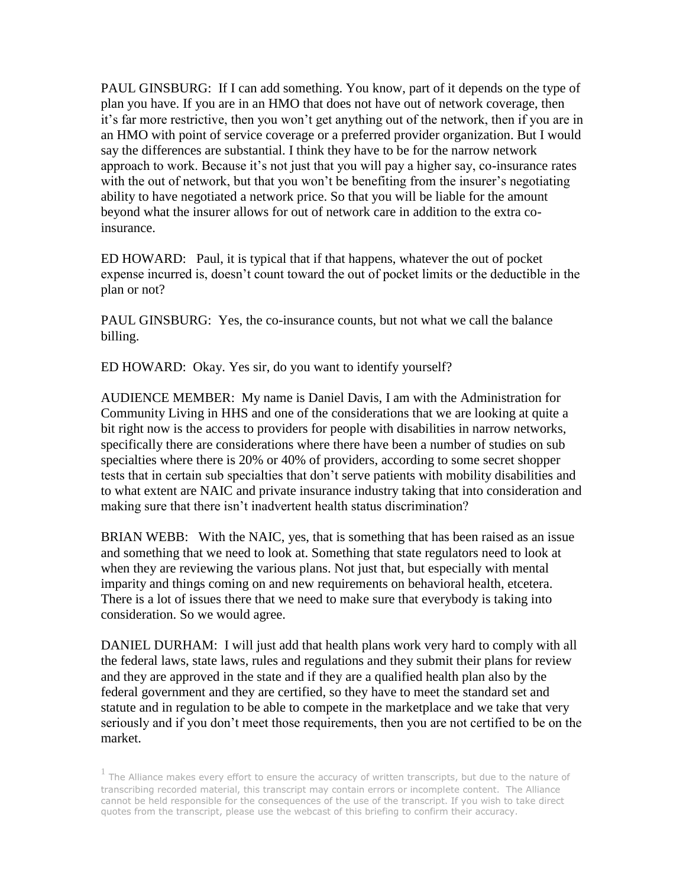PAUL GINSBURG: If I can add something. You know, part of it depends on the type of plan you have. If you are in an HMO that does not have out of network coverage, then it's far more restrictive, then you won't get anything out of the network, then if you are in an HMO with point of service coverage or a preferred provider organization. But I would say the differences are substantial. I think they have to be for the narrow network approach to work. Because it's not just that you will pay a higher say, co-insurance rates with the out of network, but that you won't be benefiting from the insurer's negotiating ability to have negotiated a network price. So that you will be liable for the amount beyond what the insurer allows for out of network care in addition to the extra co-insurance.

ED HOWARD: Paul, it is typical that if that happens, whatever the out of pocket expense incurred is, doesn't count toward the out of pocket limits or the deductible in the plan or not?

PAUL GINSBURG: Yes, the co-insurance counts, but not what we call the balance billing.

ED HOWARD: Okay. Yes sir, do you want to identify yourself?

AUDIENCE MEMBER: My name is Daniel Davis, I am with the Administration for Community Living in HHS and one of the considerations that we are looking at quite a bit right now is the access to providers for people with disabilities in narrow networks, specifically there are considerations where there have been a number of studies on sub specialties where there is 20% or 40% of providers, according to some secret shopper tests that in certain sub specialties that don't serve patients with mobility disabilities and to what extent are NAIC and private insurance industry taking that into consideration and making sure that there isn't inadvertent health status discrimination?

BRIAN WEBB: With the NAIC, yes, that is something that has been raised as an issue and something that we need to look at. Something that state regulators need to look at when they are reviewing the various plans. Not just that, but especially with mental imparity and things coming on and new requirements on behavioral health, etcetera. There is a lot of issues there that we need to make sure that everybody is taking into consideration. So we would agree.

DANIEL DURHAM: I will just add that health plans work very hard to comply with all the federal laws, state laws, rules and regulations and they submit their plans for review and they are approved in the state and if they are a qualified health plan also by the federal government and they are certified, so they have to meet the standard set and statute and in regulation to be able to compete in the marketplace and we take that very seriously and if you don't meet those requirements, then you are not certified to be on the market.

[1] The Alliance makes every effort to ensure the accuracy of written transcripts, but due to the nature of transcribing recorded material, this transcript may contain errors or incomplete content. The Alliance cannot be held responsible for the consequences of the use of the transcript. If you wish to take direct quotes from the transcript, please use the webcast of this briefing to confirm their accuracy.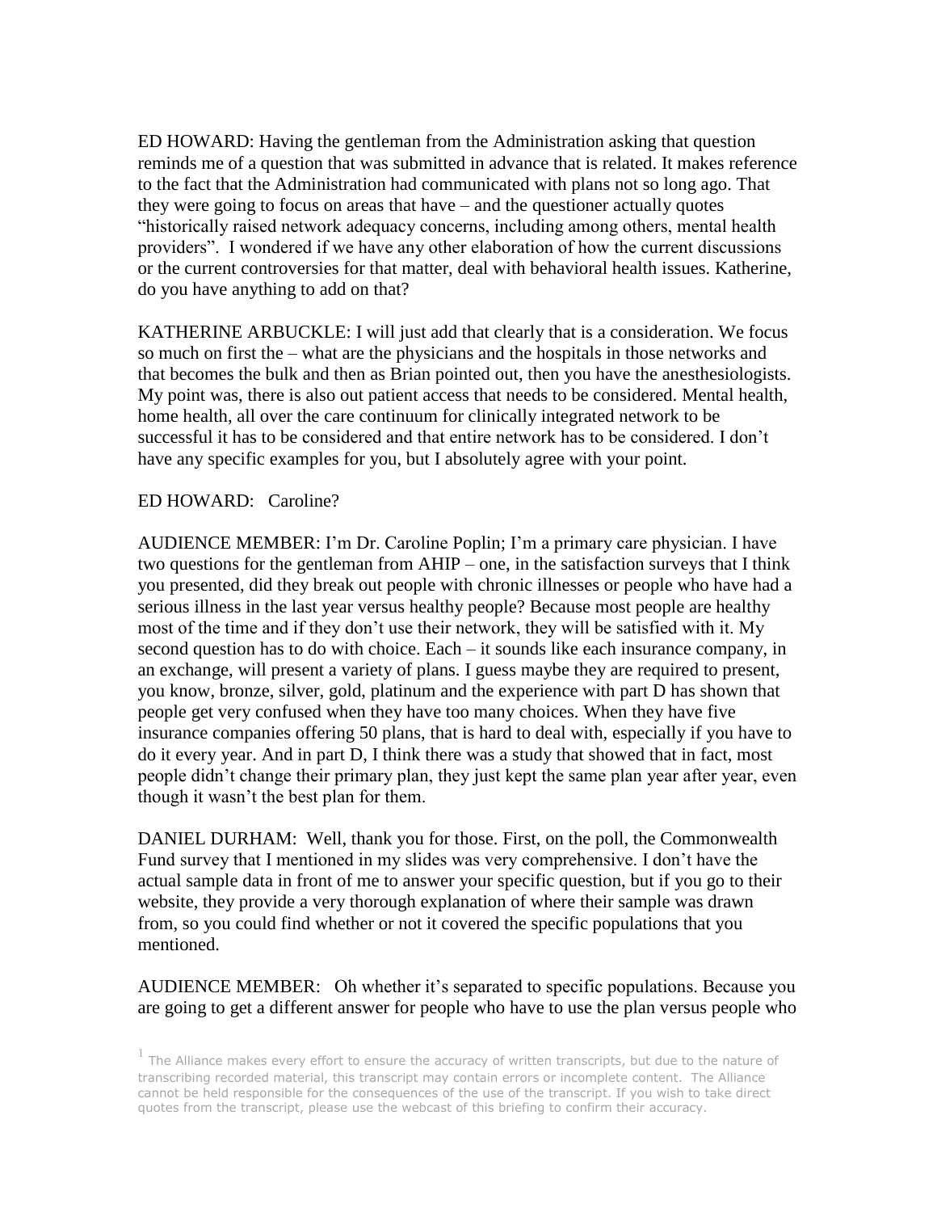ED HOWARD: Having the gentleman from the Administration asking that question reminds me of a question that was submitted in advance that is related. It makes reference to the fact that the Administration had communicated with plans not so long ago. That they were going to focus on areas that have – and the questioner actually quotes "historically raised network adequacy concerns, including among others, mental health providers". I wondered if we have any other elaboration of how the current discussions or the current controversies for that matter, deal with behavioral health issues. Katherine, do you have anything to add on that?

KATHERINE ARBUCKLE: I will just add that clearly that is a consideration. We focus so much on first the – what are the physicians and the hospitals in those networks and that becomes the bulk and then as Brian pointed out, then you have the anesthesiologists. My point was, there is also out patient access that needs to be considered. Mental health, home health, all over the care continuum for clinically integrated network to be successful it has to be considered and that entire network has to be considered. I don't have any specific examples for you, but I absolutely agree with your point.

ED HOWARD: Caroline?

AUDIENCE MEMBER: I'm Dr. Caroline Poplin; I'm a primary care physician. I have two questions for the gentleman from AHIP – one, in the satisfaction surveys that I think you presented, did they break out people with chronic illnesses or people who have had a serious illness in the last year versus healthy people? Because most people are healthy most of the time and if they don't use their network, they will be satisfied with it. My second question has to do with choice. Each – it sounds like each insurance company, in an exchange, will present a variety of plans. I guess maybe they are required to present, you know, bronze, silver, gold, platinum and the experience with part D has shown that people get very confused when they have too many choices. When they have five insurance companies offering 50 plans, that is hard to deal with, especially if you have to do it every year. And in part D, I think there was a study that showed that in fact, most people didn't change their primary plan, they just kept the same plan year after year, even though it wasn't the best plan for them.

DANIEL DURHAM: Well, thank you for those. First, on the poll, the Commonwealth Fund survey that I mentioned in my slides was very comprehensive. I don't have the actual sample data in front of me to answer your specific question, but if you go to their website, they provide a very thorough explanation of where their sample was drawn from, so you could find whether or not it covered the specific populations that you mentioned.

AUDIENCE MEMBER: Oh whether it's separated to specific populations. Because you are going to get a different answer for people who have to use the plan versus people who

[1] The Alliance makes every effort to ensure the accuracy of written transcripts, but due to the nature of transcribing recorded material, this transcript may contain errors or incomplete content. The Alliance cannot be held responsible for the consequences of the use of the transcript. If you wish to take direct quotes from the transcript, please use the webcast of this briefing to confirm their accuracy.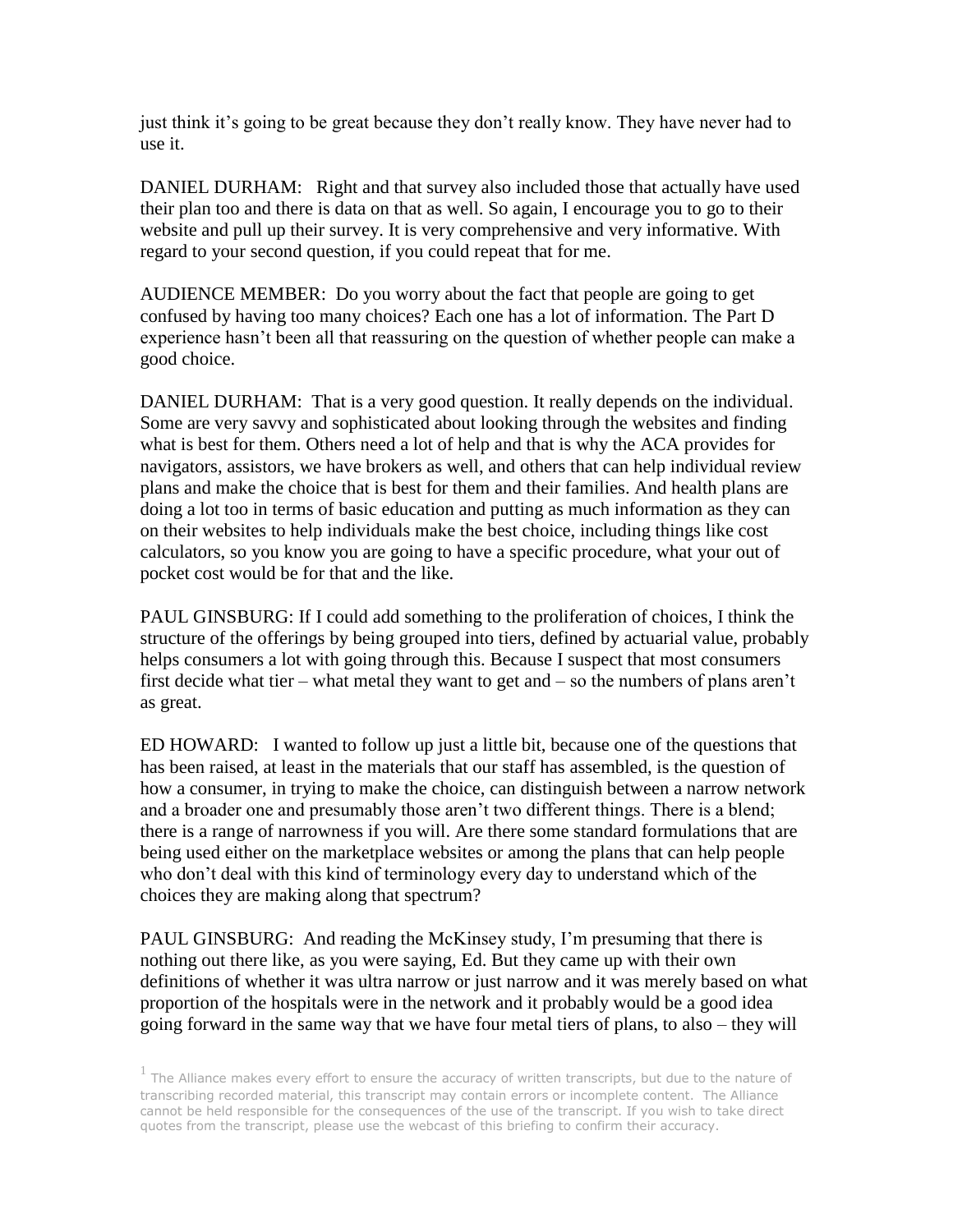just think it's going to be great because they don't really know. They have never had to use it.

DANIEL DURHAM: Right and that survey also included those that actually have used their plan too and there is data on that as well. So again, I encourage you to go to their website and pull up their survey. It is very comprehensive and very informative. With regard to your second question, if you could repeat that for me.

AUDIENCE MEMBER: Do you worry about the fact that people are going to get confused by having too many choices? Each one has a lot of information. The Part D experience hasn't been all that reassuring on the question of whether people can make a good choice.

DANIEL DURHAM: That is a very good question. It really depends on the individual. Some are very savvy and sophisticated about looking through the websites and finding what is best for them. Others need a lot of help and that is why the ACA provides for navigators, assistors, we have brokers as well, and others that can help individual review plans and make the choice that is best for them and their families. And health plans are doing a lot too in terms of basic education and putting as much information as they can on their websites to help individuals make the best choice, including things like cost calculators, so you know you are going to have a specific procedure, what your out of pocket cost would be for that and the like.

PAUL GINSBURG: If I could add something to the proliferation of choices, I think the structure of the offerings by being grouped into tiers, defined by actuarial value, probably helps consumers a lot with going through this. Because I suspect that most consumers first decide what tier – what metal they want to get and – so the numbers of plans aren't as great.

ED HOWARD: I wanted to follow up just a little bit, because one of the questions that has been raised, at least in the materials that our staff has assembled, is the question of how a consumer, in trying to make the choice, can distinguish between a narrow network and a broader one and presumably those aren't two different things. There is a blend; there is a range of narrowness if you will. Are there some standard formulations that are being used either on the marketplace websites or among the plans that can help people who don't deal with this kind of terminology every day to understand which of the choices they are making along that spectrum?

PAUL GINSBURG: And reading the McKinsey study, I'm presuming that there is nothing out there like, as you were saying, Ed. But they came up with their own definitions of whether it was ultra narrow or just narrow and it was merely based on what proportion of the hospitals were in the network and it probably would be a good idea going forward in the same way that we have four metal tiers of plans, to also – they will

[1] The Alliance makes every effort to ensure the accuracy of written transcripts, but due to the nature of transcribing recorded material, this transcript may contain errors or incomplete content. The Alliance cannot be held responsible for the consequences of the use of the transcript. If you wish to take direct quotes from the transcript, please use the webcast of this briefing to confirm their accuracy.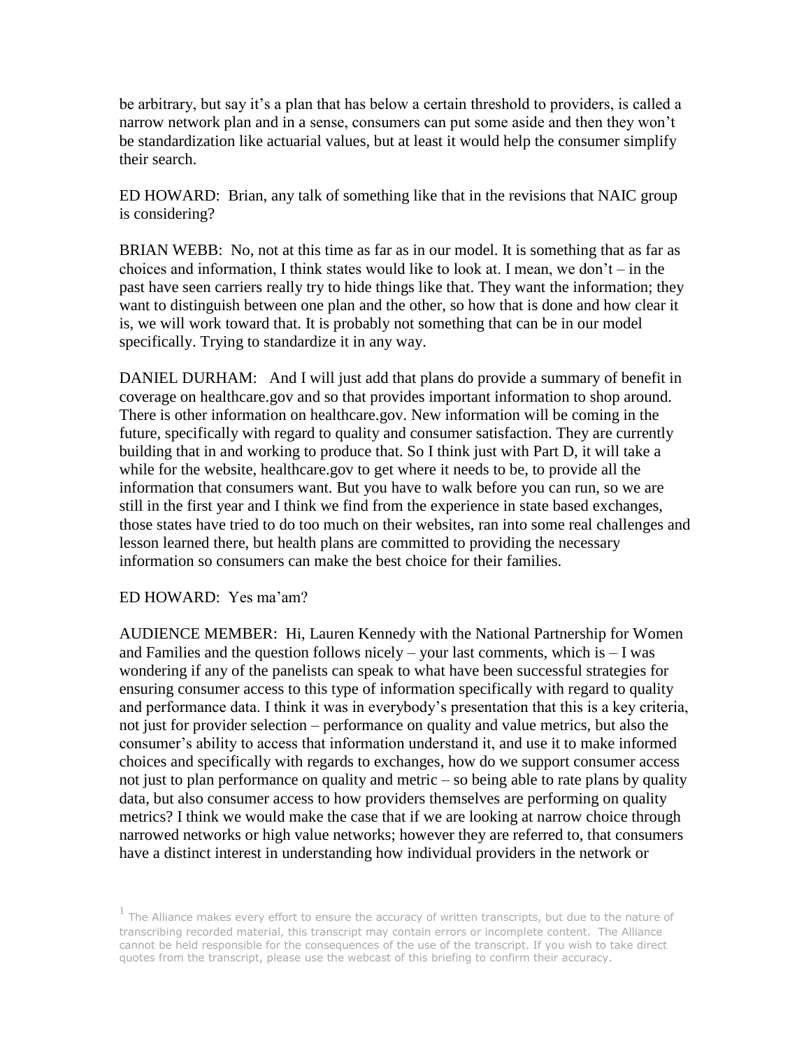be arbitrary, but say it's a plan that has below a certain threshold to providers, is called a narrow network plan and in a sense, consumers can put some aside and then they won't be standardization like actuarial values, but at least it would help the consumer simplify their search.

ED HOWARD: Brian, any talk of something like that in the revisions that NAIC group is considering?

BRIAN WEBB: No, not at this time as far as in our model. It is something that as far as choices and information, I think states would like to look at. I mean, we don't – in the past have seen carriers really try to hide things like that. They want the information; they want to distinguish between one plan and the other, so how that is done and how clear it is, we will work toward that. It is probably not something that can be in our model specifically. Trying to standardize it in any way.

DANIEL DURHAM: And I will just add that plans do provide a summary of benefit in coverage on healthcare.gov and so that provides important information to shop around. There is other information on healthcare.gov. New information will be coming in the future, specifically with regard to quality and consumer satisfaction. They are currently building that in and working to produce that. So I think just with Part D, it will take a while for the website, healthcare.gov to get where it needs to be, to provide all the information that consumers want. But you have to walk before you can run, so we are still in the first year and I think we find from the experience in state based exchanges, those states have tried to do too much on their websites, ran into some real challenges and lesson learned there, but health plans are committed to providing the necessary information so consumers can make the best choice for their families.

ED HOWARD: Yes ma'am?

AUDIENCE MEMBER: Hi, Lauren Kennedy with the National Partnership for Women and Families and the question follows nicely – your last comments, which is – I was wondering if any of the panelists can speak to what have been successful strategies for ensuring consumer access to this type of information specifically with regard to quality and performance data. I think it was in everybody's presentation that this is a key criteria, not just for provider selection – performance on quality and value metrics, but also the consumer's ability to access that information understand it, and use it to make informed choices and specifically with regards to exchanges, how do we support consumer access not just to plan performance on quality and metric – so being able to rate plans by quality data, but also consumer access to how providers themselves are performing on quality metrics? I think we would make the case that if we are looking at narrow choice through narrowed networks or high value networks; however they are referred to, that consumers have a distinct interest in understanding how individual providers in the network or

[1] The Alliance makes every effort to ensure the accuracy of written transcripts, but due to the nature of transcribing recorded material, this transcript may contain errors or incomplete content. The Alliance cannot be held responsible for the consequences of the use of the transcript. If you wish to take direct quotes from the transcript, please use the webcast of this briefing to confirm their accuracy.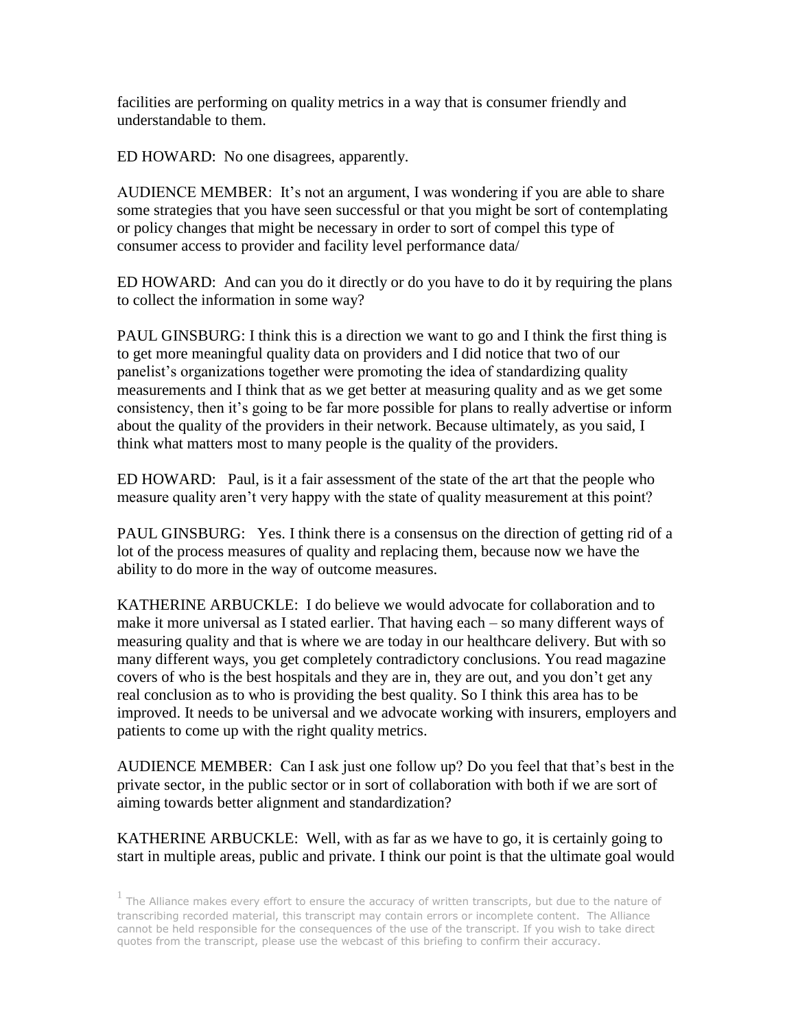facilities are performing on quality metrics in a way that is consumer friendly and understandable to them.

ED HOWARD: No one disagrees, apparently.

AUDIENCE MEMBER: It's not an argument, I was wondering if you are able to share some strategies that you have seen successful or that you might be sort of contemplating or policy changes that might be necessary in order to sort of compel this type of consumer access to provider and facility level performance data/

ED HOWARD: And can you do it directly or do you have to do it by requiring the plans to collect the information in some way?

PAUL GINSBURG: I think this is a direction we want to go and I think the first thing is to get more meaningful quality data on providers and I did notice that two of our panelist's organizations together were promoting the idea of standardizing quality measurements and I think that as we get better at measuring quality and as we get some consistency, then it's going to be far more possible for plans to really advertise or inform about the quality of the providers in their network. Because ultimately, as you said, I think what matters most to many people is the quality of the providers.

ED HOWARD: Paul, is it a fair assessment of the state of the art that the people who measure quality aren't very happy with the state of quality measurement at this point?

PAUL GINSBURG: Yes. I think there is a consensus on the direction of getting rid of a lot of the process measures of quality and replacing them, because now we have the ability to do more in the way of outcome measures.

KATHERINE ARBUCKLE: I do believe we would advocate for collaboration and to make it more universal as I stated earlier. That having each – so many different ways of measuring quality and that is where we are today in our healthcare delivery. But with so many different ways, you get completely contradictory conclusions. You read magazine covers of who is the best hospitals and they are in, they are out, and you don't get any real conclusion as to who is providing the best quality. So I think this area has to be improved. It needs to be universal and we advocate working with insurers, employers and patients to come up with the right quality metrics.

AUDIENCE MEMBER: Can I ask just one follow up? Do you feel that that's best in the private sector, in the public sector or in sort of collaboration with both if we are sort of aiming towards better alignment and standardization?

KATHERINE ARBUCKLE: Well, with as far as we have to go, it is certainly going to start in multiple areas, public and private. I think our point is that the ultimate goal would

[1] The Alliance makes every effort to ensure the accuracy of written transcripts, but due to the nature of transcribing recorded material, this transcript may contain errors or incomplete content. The Alliance cannot be held responsible for the consequences of the use of the transcript. If you wish to take direct quotes from the transcript, please use the webcast of this briefing to confirm their accuracy.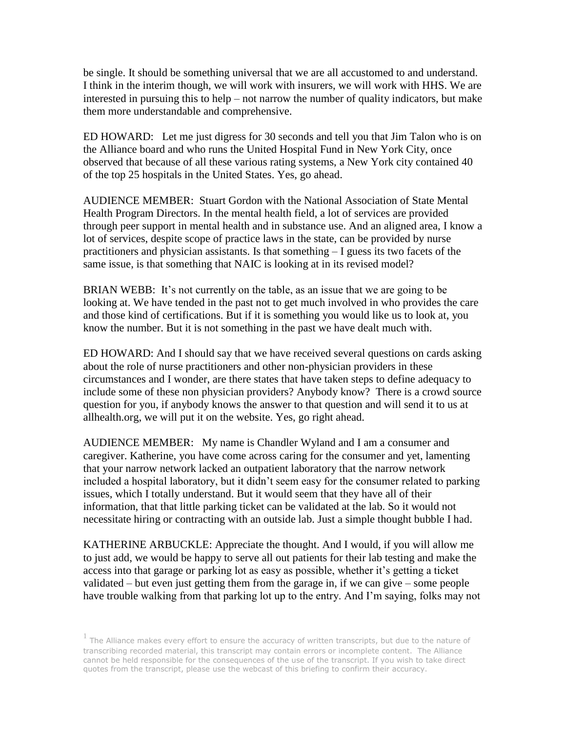be single. It should be something universal that we are all accustomed to and understand. I think in the interim though, we will work with insurers, we will work with HHS. We are interested in pursuing this to help – not narrow the number of quality indicators, but make them more understandable and comprehensive.

ED HOWARD: Let me just digress for 30 seconds and tell you that Jim Talon who is on the Alliance board and who runs the United Hospital Fund in New York City, once observed that because of all these various rating systems, a New York city contained 40 of the top 25 hospitals in the United States. Yes, go ahead.

AUDIENCE MEMBER: Stuart Gordon with the National Association of State Mental Health Program Directors. In the mental health field, a lot of services are provided through peer support in mental health and in substance use. And an aligned area, I know a lot of services, despite scope of practice laws in the state, can be provided by nurse practitioners and physician assistants. Is that something – I guess its two facets of the same issue, is that something that NAIC is looking at in its revised model?

BRIAN WEBB: It's not currently on the table, as an issue that we are going to be looking at. We have tended in the past not to get much involved in who provides the care and those kind of certifications. But if it is something you would like us to look at, you know the number. But it is not something in the past we have dealt much with.

ED HOWARD: And I should say that we have received several questions on cards asking about the role of nurse practitioners and other non-physician providers in these circumstances and I wonder, are there states that have taken steps to define adequacy to include some of these non physician providers? Anybody know? There is a crowd source question for you, if anybody knows the answer to that question and will send it to us at allhealth.org, we will put it on the website. Yes, go right ahead.

AUDIENCE MEMBER: My name is Chandler Wyland and I am a consumer and caregiver. Katherine, you have come across caring for the consumer and yet, lamenting that your narrow network lacked an outpatient laboratory that the narrow network included a hospital laboratory, but it didn't seem easy for the consumer related to parking issues, which I totally understand. But it would seem that they have all of their information, that that little parking ticket can be validated at the lab. So it would not necessitate hiring or contracting with an outside lab. Just a simple thought bubble I had.

KATHERINE ARBUCKLE: Appreciate the thought. And I would, if you will allow me to just add, we would be happy to serve all out patients for their lab testing and make the access into that garage or parking lot as easy as possible, whether it's getting a ticket validated – but even just getting them from the garage in, if we can give – some people have trouble walking from that parking lot up to the entry. And I'm saying, folks may not

[1] The Alliance makes every effort to ensure the accuracy of written transcripts, but due to the nature of transcribing recorded material, this transcript may contain errors or incomplete content. The Alliance cannot be held responsible for the consequences of the use of the transcript. If you wish to take direct quotes from the transcript, please use the webcast of this briefing to confirm their accuracy.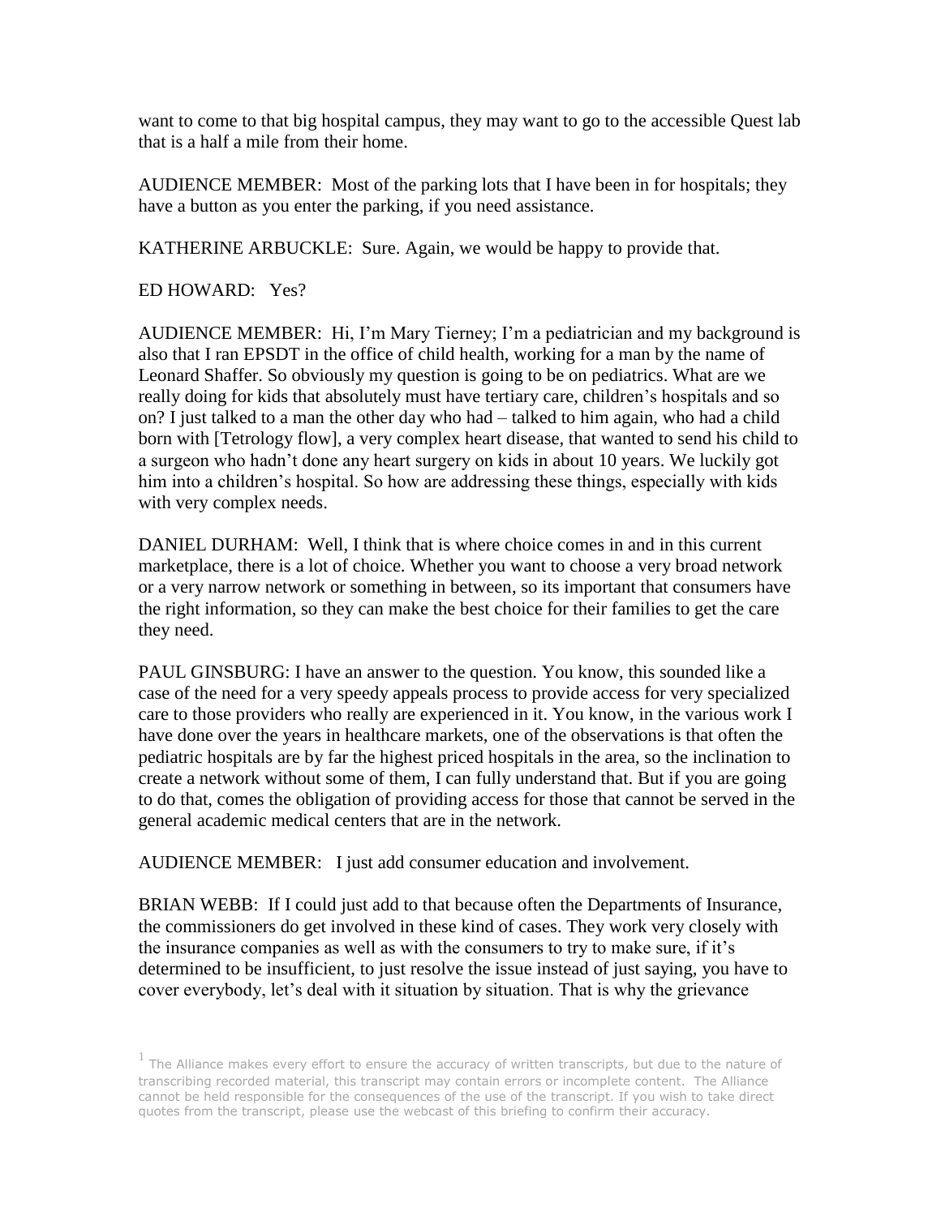want to come to that big hospital campus, they may want to go to the accessible Quest lab that is a half a mile from their home.

AUDIENCE MEMBER: Most of the parking lots that I have been in for hospitals; they have a button as you enter the parking, if you need assistance.

KATHERINE ARBUCKLE: Sure. Again, we would be happy to provide that.

ED HOWARD: Yes?

AUDIENCE MEMBER: Hi, I'm Mary Tierney; I'm a pediatrician and my background is also that I ran EPSDT in the office of child health, working for a man by the name of Leonard Shaffer. So obviously my question is going to be on pediatrics. What are we really doing for kids that absolutely must have tertiary care, children's hospitals and so on? I just talked to a man the other day who had – talked to him again, who had a child born with [Tetrology flow], a very complex heart disease, that wanted to send his child to a surgeon who hadn't done any heart surgery on kids in about 10 years. We luckily got him into a children's hospital. So how are addressing these things, especially with kids with very complex needs.

DANIEL DURHAM: Well, I think that is where choice comes in and in this current marketplace, there is a lot of choice. Whether you want to choose a very broad network or a very narrow network or something in between, so its important that consumers have the right information, so they can make the best choice for their families to get the care they need.

PAUL GINSBURG: I have an answer to the question. You know, this sounded like a case of the need for a very speedy appeals process to provide access for very specialized care to those providers who really are experienced in it. You know, in the various work I have done over the years in healthcare markets, one of the observations is that often the pediatric hospitals are by far the highest priced hospitals in the area, so the inclination to create a network without some of them, I can fully understand that. But if you are going to do that, comes the obligation of providing access for those that cannot be served in the general academic medical centers that are in the network.

AUDIENCE MEMBER: I just add consumer education and involvement.

BRIAN WEBB: If I could just add to that because often the Departments of Insurance, the commissioners do get involved in these kind of cases. They work very closely with the insurance companies as well as with the consumers to try to make sure, if it's determined to be insufficient, to just resolve the issue instead of just saying, you have to cover everybody, let's deal with it situation by situation. That is why the grievance

[1] The Alliance makes every effort to ensure the accuracy of written transcripts, but due to the nature of transcribing recorded material, this transcript may contain errors or incomplete content. The Alliance cannot be held responsible for the consequences of the use of the transcript. If you wish to take direct quotes from the transcript, please use the webcast of this briefing to confirm their accuracy.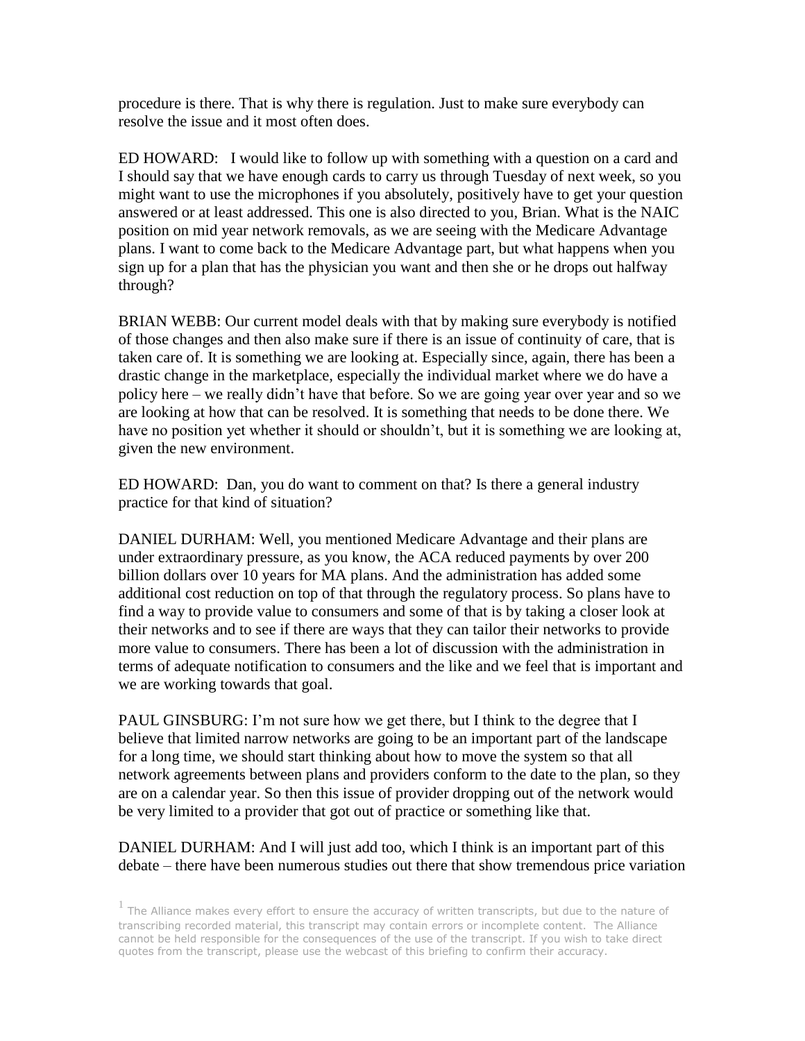procedure is there. That is why there is regulation. Just to make sure everybody can resolve the issue and it most often does.

ED HOWARD: I would like to follow up with something with a question on a card and I should say that we have enough cards to carry us through Tuesday of next week, so you might want to use the microphones if you absolutely, positively have to get your question answered or at least addressed. This one is also directed to you, Brian. What is the NAIC position on mid year network removals, as we are seeing with the Medicare Advantage plans. I want to come back to the Medicare Advantage part, but what happens when you sign up for a plan that has the physician you want and then she or he drops out halfway through?

BRIAN WEBB: Our current model deals with that by making sure everybody is notified of those changes and then also make sure if there is an issue of continuity of care, that is taken care of. It is something we are looking at. Especially since, again, there has been a drastic change in the marketplace, especially the individual market where we do have a policy here – we really didn't have that before. So we are going year over year and so we are looking at how that can be resolved. It is something that needs to be done there. We have no position yet whether it should or shouldn't, but it is something we are looking at, given the new environment.

ED HOWARD: Dan, you do want to comment on that? Is there a general industry practice for that kind of situation?

DANIEL DURHAM: Well, you mentioned Medicare Advantage and their plans are under extraordinary pressure, as you know, the ACA reduced payments by over 200 billion dollars over 10 years for MA plans. And the administration has added some additional cost reduction on top of that through the regulatory process. So plans have to find a way to provide value to consumers and some of that is by taking a closer look at their networks and to see if there are ways that they can tailor their networks to provide more value to consumers. There has been a lot of discussion with the administration in terms of adequate notification to consumers and the like and we feel that is important and we are working towards that goal.

PAUL GINSBURG: I'm not sure how we get there, but I think to the degree that I believe that limited narrow networks are going to be an important part of the landscape for a long time, we should start thinking about how to move the system so that all network agreements between plans and providers conform to the date to the plan, so they are on a calendar year. So then this issue of provider dropping out of the network would be very limited to a provider that got out of practice or something like that.

DANIEL DURHAM: And I will just add too, which I think is an important part of this debate – there have been numerous studies out there that show tremendous price variation

[1] The Alliance makes every effort to ensure the accuracy of written transcripts, but due to the nature of transcribing recorded material, this transcript may contain errors or incomplete content. The Alliance cannot be held responsible for the consequences of the use of the transcript. If you wish to take direct quotes from the transcript, please use the webcast of this briefing to confirm their accuracy.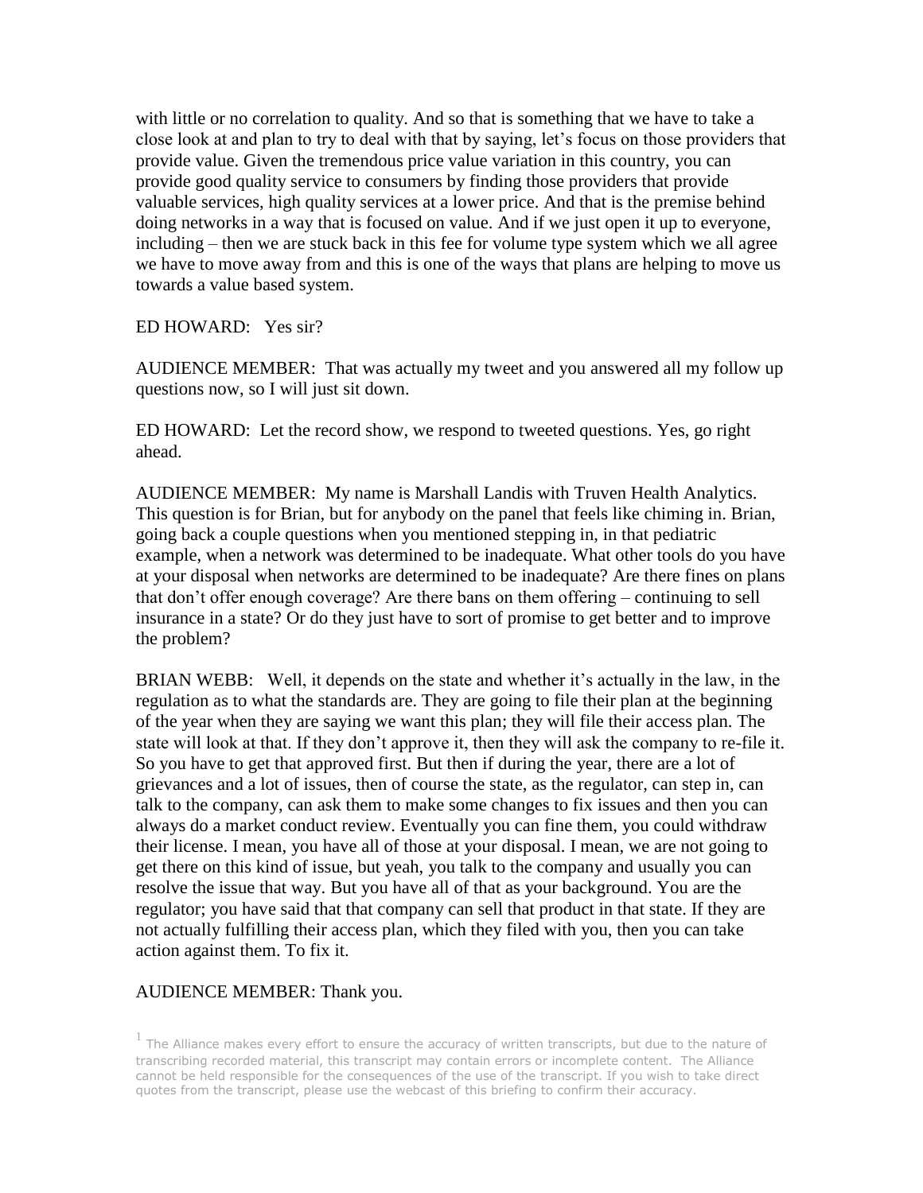with little or no correlation to quality. And so that is something that we have to take a close look at and plan to try to deal with that by saying, let's focus on those providers that provide value. Given the tremendous price value variation in this country, you can provide good quality service to consumers by finding those providers that provide valuable services, high quality services at a lower price. And that is the premise behind doing networks in a way that is focused on value. And if we just open it up to everyone, including – then we are stuck back in this fee for volume type system which we all agree we have to move away from and this is one of the ways that plans are helping to move us towards a value based system.

ED HOWARD: Yes sir?

AUDIENCE MEMBER: That was actually my tweet and you answered all my follow up questions now, so I will just sit down.

ED HOWARD: Let the record show, we respond to tweeted questions. Yes, go right ahead.

AUDIENCE MEMBER: My name is Marshall Landis with Truven Health Analytics. This question is for Brian, but for anybody on the panel that feels like chiming in. Brian, going back a couple questions when you mentioned stepping in, in that pediatric example, when a network was determined to be inadequate. What other tools do you have at your disposal when networks are determined to be inadequate? Are there fines on plans that don't offer enough coverage? Are there bans on them offering – continuing to sell insurance in a state? Or do they just have to sort of promise to get better and to improve the problem?

BRIAN WEBB: Well, it depends on the state and whether it's actually in the law, in the regulation as to what the standards are. They are going to file their plan at the beginning of the year when they are saying we want this plan; they will file their access plan. The state will look at that. If they don't approve it, then they will ask the company to re-file it. So you have to get that approved first. But then if during the year, there are a lot of grievances and a lot of issues, then of course the state, as the regulator, can step in, can talk to the company, can ask them to make some changes to fix issues and then you can always do a market conduct review. Eventually you can fine them, you could withdraw their license. I mean, you have all of those at your disposal. I mean, we are not going to get there on this kind of issue, but yeah, you talk to the company and usually you can resolve the issue that way. But you have all of that as your background. You are the regulator; you have said that that company can sell that product in that state. If they are not actually fulfilling their access plan, which they filed with you, then you can take action against them. To fix it.

AUDIENCE MEMBER: Thank you.

[1] The Alliance makes every effort to ensure the accuracy of written transcripts, but due to the nature of transcribing recorded material, this transcript may contain errors or incomplete content. The Alliance cannot be held responsible for the consequences of the use of the transcript. If you wish to take direct quotes from the transcript, please use the webcast of this briefing to confirm their accuracy.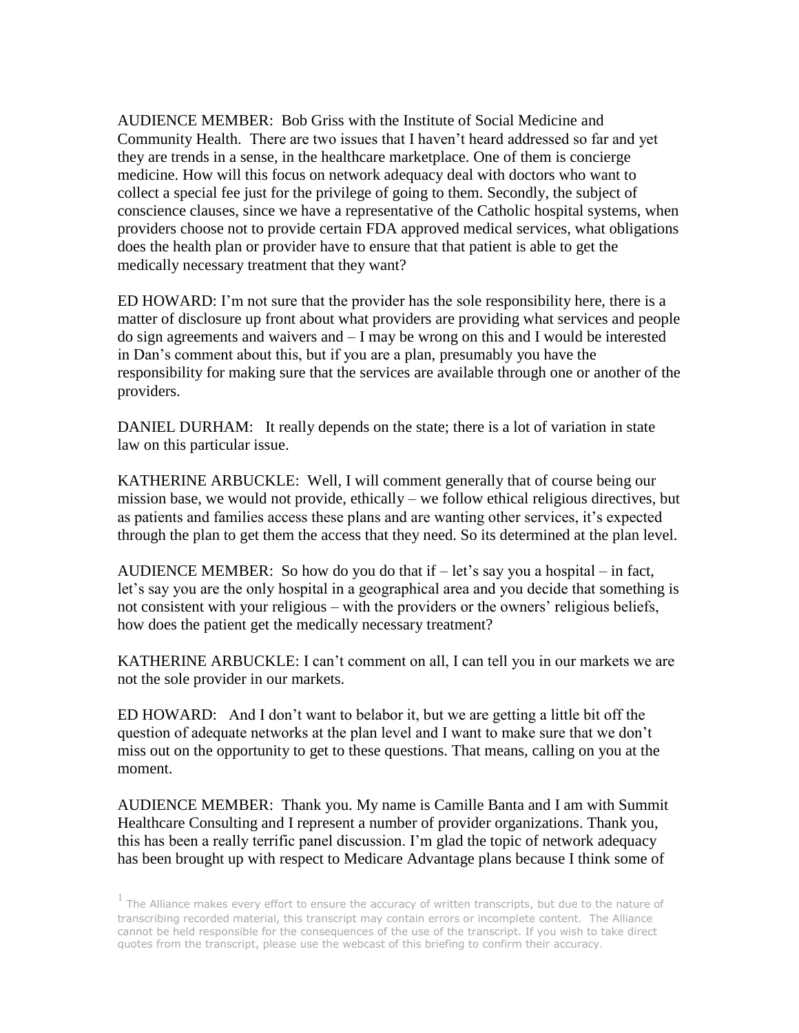AUDIENCE MEMBER: Bob Griss with the Institute of Social Medicine and Community Health. There are two issues that I haven't heard addressed so far and yet they are trends in a sense, in the healthcare marketplace. One of them is concierge medicine. How will this focus on network adequacy deal with doctors who want to collect a special fee just for the privilege of going to them. Secondly, the subject of conscience clauses, since we have a representative of the Catholic hospital systems, when providers choose not to provide certain FDA approved medical services, what obligations does the health plan or provider have to ensure that that patient is able to get the medically necessary treatment that they want?

ED HOWARD: I'm not sure that the provider has the sole responsibility here, there is a matter of disclosure up front about what providers are providing what services and people do sign agreements and waivers and – I may be wrong on this and I would be interested in Dan's comment about this, but if you are a plan, presumably you have the responsibility for making sure that the services are available through one or another of the providers.

DANIEL DURHAM: It really depends on the state; there is a lot of variation in state law on this particular issue.

KATHERINE ARBUCKLE: Well, I will comment generally that of course being our mission base, we would not provide, ethically – we follow ethical religious directives, but as patients and families access these plans and are wanting other services, it's expected through the plan to get them the access that they need. So its determined at the plan level.

AUDIENCE MEMBER: So how do you do that if – let's say you a hospital – in fact, let's say you are the only hospital in a geographical area and you decide that something is not consistent with your religious – with the providers or the owners' religious beliefs, how does the patient get the medically necessary treatment?

KATHERINE ARBUCKLE: I can't comment on all, I can tell you in our markets we are not the sole provider in our markets.

ED HOWARD: And I don't want to belabor it, but we are getting a little bit off the question of adequate networks at the plan level and I want to make sure that we don't miss out on the opportunity to get to these questions. That means, calling on you at the moment.

AUDIENCE MEMBER: Thank you. My name is Camille Banta and I am with Summit Healthcare Consulting and I represent a number of provider organizations. Thank you, this has been a really terrific panel discussion. I'm glad the topic of network adequacy has been brought up with respect to Medicare Advantage plans because I think some of

[1] The Alliance makes every effort to ensure the accuracy of written transcripts, but due to the nature of transcribing recorded material, this transcript may contain errors or incomplete content. The Alliance cannot be held responsible for the consequences of the use of the transcript. If you wish to take direct quotes from the transcript, please use the webcast of this briefing to confirm their accuracy.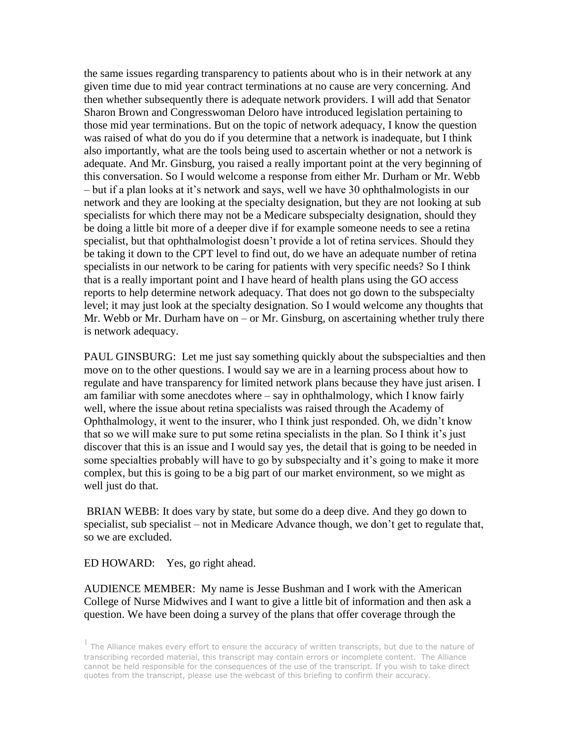the same issues regarding transparency to patients about who is in their network at any given time due to mid year contract terminations at no cause are very concerning. And then whether subsequently there is adequate network providers. I will add that Senator Sharon Brown and Congresswoman Deloro have introduced legislation pertaining to those mid year terminations. But on the topic of network adequacy, I know the question was raised of what do you do if you determine that a network is inadequate, but I think also importantly, what are the tools being used to ascertain whether or not a network is adequate. And Mr. Ginsburg, you raised a really important point at the very beginning of this conversation. So I would welcome a response from either Mr. Durham or Mr. Webb – but if a plan looks at it's network and says, well we have 30 ophthalmologists in our network and they are looking at the specialty designation, but they are not looking at sub specialists for which there may not be a Medicare subspecialty designation, should they be doing a little bit more of a deeper dive if for example someone needs to see a retina specialist, but that ophthalmologist doesn't provide a lot of retina services. Should they be taking it down to the CPT level to find out, do we have an adequate number of retina specialists in our network to be caring for patients with very specific needs? So I think that is a really important point and I have heard of health plans using the GO access reports to help determine network adequacy. That does not go down to the subspecialty level; it may just look at the specialty designation. So I would welcome any thoughts that Mr. Webb or Mr. Durham have on – or Mr. Ginsburg, on ascertaining whether truly there is network adequacy.

PAUL GINSBURG: Let me just say something quickly about the subspecialties and then move on to the other questions. I would say we are in a learning process about how to regulate and have transparency for limited network plans because they have just arisen. I am familiar with some anecdotes where – say in ophthalmology, which I know fairly well, where the issue about retina specialists was raised through the Academy of Ophthalmology, it went to the insurer, who I think just responded. Oh, we didn't know that so we will make sure to put some retina specialists in the plan. So I think it's just discover that this is an issue and I would say yes, the detail that is going to be needed in some specialties probably will have to go by subspecialty and it's going to make it more complex, but this is going to be a big part of our market environment, so we might as well just do that.

BRIAN WEBB: It does vary by state, but some do a deep dive. And they go down to specialist, sub specialist – not in Medicare Advance though, we don't get to regulate that, so we are excluded.

ED HOWARD: Yes, go right ahead.

AUDIENCE MEMBER: My name is Jesse Bushman and I work with the American College of Nurse Midwives and I want to give a little bit of information and then ask a question. We have been doing a survey of the plans that offer coverage through the

[1] The Alliance makes every effort to ensure the accuracy of written transcripts, but due to the nature of transcribing recorded material, this transcript may contain errors or incomplete content. The Alliance cannot be held responsible for the consequences of the use of the transcript. If you wish to take direct quotes from the transcript, please use the webcast of this briefing to confirm their accuracy.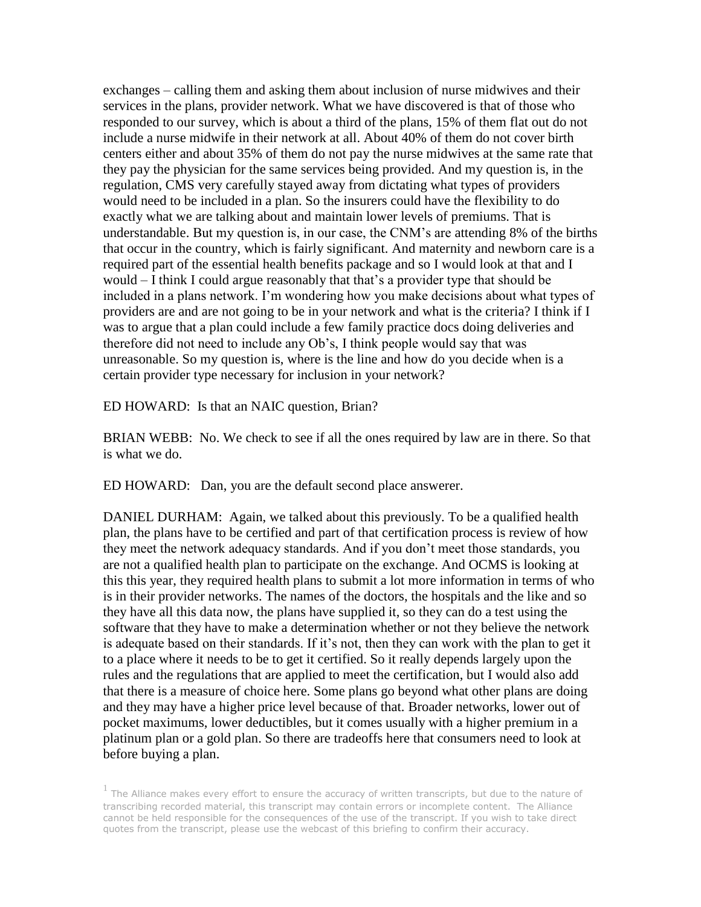exchanges – calling them and asking them about inclusion of nurse midwives and their services in the plans, provider network. What we have discovered is that of those who responded to our survey, which is about a third of the plans, 15% of them flat out do not include a nurse midwife in their network at all. About 40% of them do not cover birth centers either and about 35% of them do not pay the nurse midwives at the same rate that they pay the physician for the same services being provided. And my question is, in the regulation, CMS very carefully stayed away from dictating what types of providers would need to be included in a plan. So the insurers could have the flexibility to do exactly what we are talking about and maintain lower levels of premiums. That is understandable. But my question is, in our case, the CNM's are attending 8% of the births that occur in the country, which is fairly significant. And maternity and newborn care is a required part of the essential health benefits package and so I would look at that and I would – I think I could argue reasonably that that's a provider type that should be included in a plans network. I'm wondering how you make decisions about what types of providers are and are not going to be in your network and what is the criteria? I think if I was to argue that a plan could include a few family practice docs doing deliveries and therefore did not need to include any Ob's, I think people would say that was unreasonable. So my question is, where is the line and how do you decide when is a certain provider type necessary for inclusion in your network?

ED HOWARD: Is that an NAIC question, Brian?

BRIAN WEBB: No. We check to see if all the ones required by law are in there. So that is what we do.

ED HOWARD: Dan, you are the default second place answerer.

DANIEL DURHAM: Again, we talked about this previously. To be a qualified health plan, the plans have to be certified and part of that certification process is review of how they meet the network adequacy standards. And if you don't meet those standards, you are not a qualified health plan to participate on the exchange. And OCMS is looking at this this year, they required health plans to submit a lot more information in terms of who is in their provider networks. The names of the doctors, the hospitals and the like and so they have all this data now, the plans have supplied it, so they can do a test using the software that they have to make a determination whether or not they believe the network is adequate based on their standards. If it's not, then they can work with the plan to get it to a place where it needs to be to get it certified. So it really depends largely upon the rules and the regulations that are applied to meet the certification, but I would also add that there is a measure of choice here. Some plans go beyond what other plans are doing and they may have a higher price level because of that. Broader networks, lower out of pocket maximums, lower deductibles, but it comes usually with a higher premium in a platinum plan or a gold plan. So there are tradeoffs here that consumers need to look at before buying a plan.

[1] The Alliance makes every effort to ensure the accuracy of written transcripts, but due to the nature of transcribing recorded material, this transcript may contain errors or incomplete content. The Alliance cannot be held responsible for the consequences of the use of the transcript. If you wish to take direct quotes from the transcript, please use the webcast of this briefing to confirm their accuracy.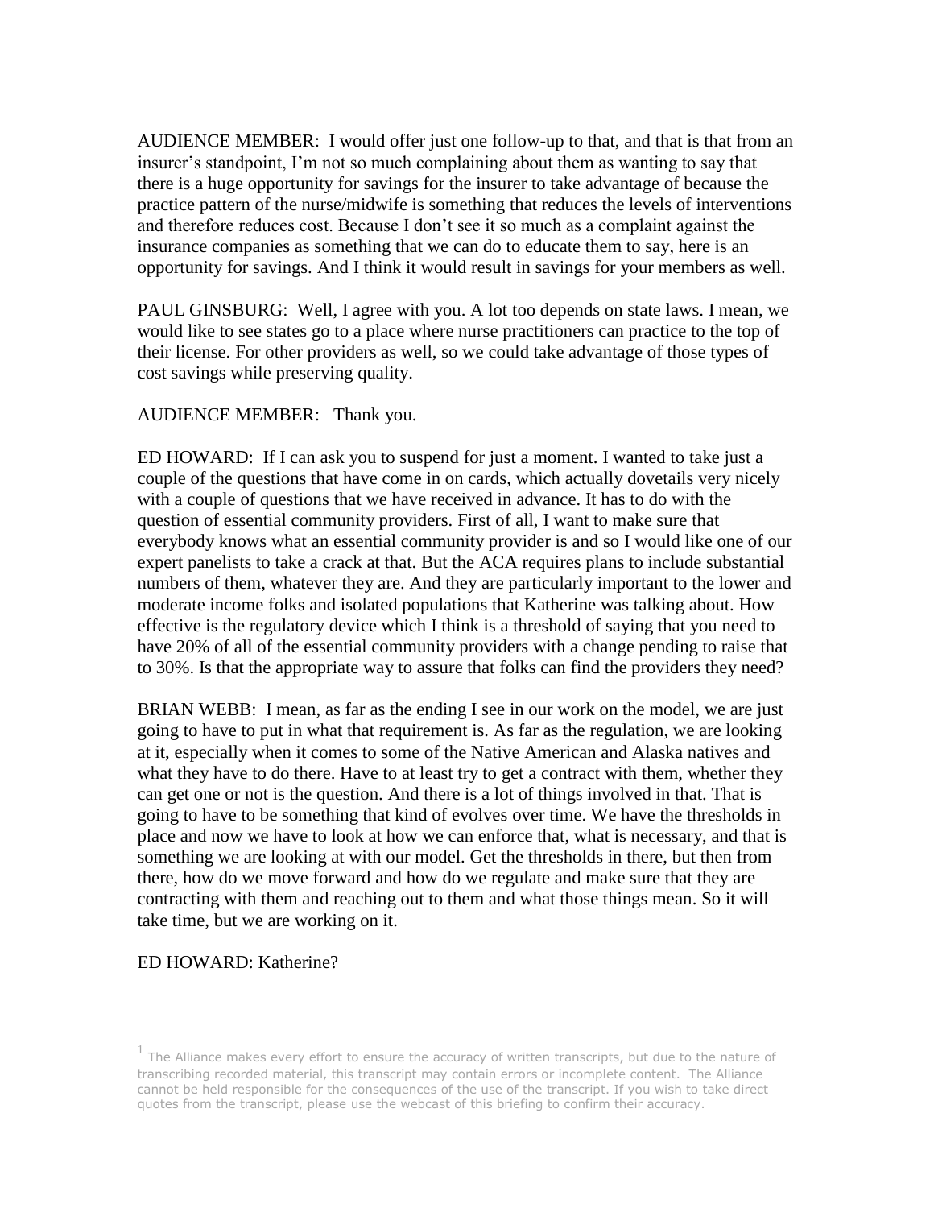AUDIENCE MEMBER: I would offer just one follow-up to that, and that is that from an insurer's standpoint, I'm not so much complaining about them as wanting to say that there is a huge opportunity for savings for the insurer to take advantage of because the practice pattern of the nurse/midwife is something that reduces the levels of interventions and therefore reduces cost. Because I don't see it so much as a complaint against the insurance companies as something that we can do to educate them to say, here is an opportunity for savings. And I think it would result in savings for your members as well.

PAUL GINSBURG: Well, I agree with you. A lot too depends on state laws. I mean, we would like to see states go to a place where nurse practitioners can practice to the top of their license. For other providers as well, so we could take advantage of those types of cost savings while preserving quality.

AUDIENCE MEMBER: Thank you.

ED HOWARD: If I can ask you to suspend for just a moment. I wanted to take just a couple of the questions that have come in on cards, which actually dovetails very nicely with a couple of questions that we have received in advance. It has to do with the question of essential community providers. First of all, I want to make sure that everybody knows what an essential community provider is and so I would like one of our expert panelists to take a crack at that. But the ACA requires plans to include substantial numbers of them, whatever they are. And they are particularly important to the lower and moderate income folks and isolated populations that Katherine was talking about. How effective is the regulatory device which I think is a threshold of saying that you need to have 20% of all of the essential community providers with a change pending to raise that to 30%. Is that the appropriate way to assure that folks can find the providers they need?

BRIAN WEBB: I mean, as far as the ending I see in our work on the model, we are just going to have to put in what that requirement is. As far as the regulation, we are looking at it, especially when it comes to some of the Native American and Alaska natives and what they have to do there. Have to at least try to get a contract with them, whether they can get one or not is the question. And there is a lot of things involved in that. That is going to have to be something that kind of evolves over time. We have the thresholds in place and now we have to look at how we can enforce that, what is necessary, and that is something we are looking at with our model. Get the thresholds in there, but then from there, how do we move forward and how do we regulate and make sure that they are contracting with them and reaching out to them and what those things mean. So it will take time, but we are working on it.

ED HOWARD: Katherine?

[1] The Alliance makes every effort to ensure the accuracy of written transcripts, but due to the nature of transcribing recorded material, this transcript may contain errors or incomplete content. The Alliance cannot be held responsible for the consequences of the use of the transcript. If you wish to take direct quotes from the transcript, please use the webcast of this briefing to confirm their accuracy.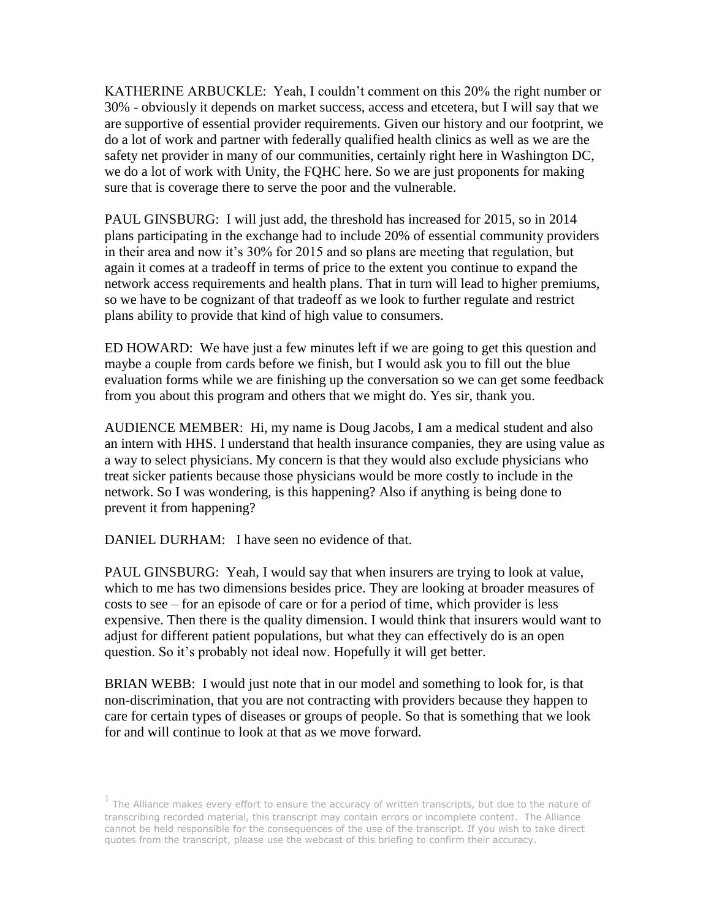KATHERINE ARBUCKLE: Yeah, I couldn't comment on this 20% the right number or 30% - obviously it depends on market success, access and etcetera, but I will say that we are supportive of essential provider requirements. Given our history and our footprint, we do a lot of work and partner with federally qualified health clinics as well as we are the safety net provider in many of our communities, certainly right here in Washington DC, we do a lot of work with Unity, the FQHC here. So we are just proponents for making sure that is coverage there to serve the poor and the vulnerable.

PAUL GINSBURG: I will just add, the threshold has increased for 2015, so in 2014 plans participating in the exchange had to include 20% of essential community providers in their area and now it's 30% for 2015 and so plans are meeting that regulation, but again it comes at a tradeoff in terms of price to the extent you continue to expand the network access requirements and health plans. That in turn will lead to higher premiums, so we have to be cognizant of that tradeoff as we look to further regulate and restrict plans ability to provide that kind of high value to consumers.

ED HOWARD: We have just a few minutes left if we are going to get this question and maybe a couple from cards before we finish, but I would ask you to fill out the blue evaluation forms while we are finishing up the conversation so we can get some feedback from you about this program and others that we might do. Yes sir, thank you.

AUDIENCE MEMBER: Hi, my name is Doug Jacobs, I am a medical student and also an intern with HHS. I understand that health insurance companies, they are using value as a way to select physicians. My concern is that they would also exclude physicians who treat sicker patients because those physicians would be more costly to include in the network. So I was wondering, is this happening? Also if anything is being done to prevent it from happening?

DANIEL DURHAM: I have seen no evidence of that.

PAUL GINSBURG: Yeah, I would say that when insurers are trying to look at value, which to me has two dimensions besides price. They are looking at broader measures of costs to see – for an episode of care or for a period of time, which provider is less expensive. Then there is the quality dimension. I would think that insurers would want to adjust for different patient populations, but what they can effectively do is an open question. So it's probably not ideal now. Hopefully it will get better.

BRIAN WEBB: I would just note that in our model and something to look for, is that non-discrimination, that you are not contracting with providers because they happen to care for certain types of diseases or groups of people. So that is something that we look for and will continue to look at that as we move forward.

[1] The Alliance makes every effort to ensure the accuracy of written transcripts, but due to the nature of transcribing recorded material, this transcript may contain errors or incomplete content. The Alliance cannot be held responsible for the consequences of the use of the transcript. If you wish to take direct quotes from the transcript, please use the webcast of this briefing to confirm their accuracy.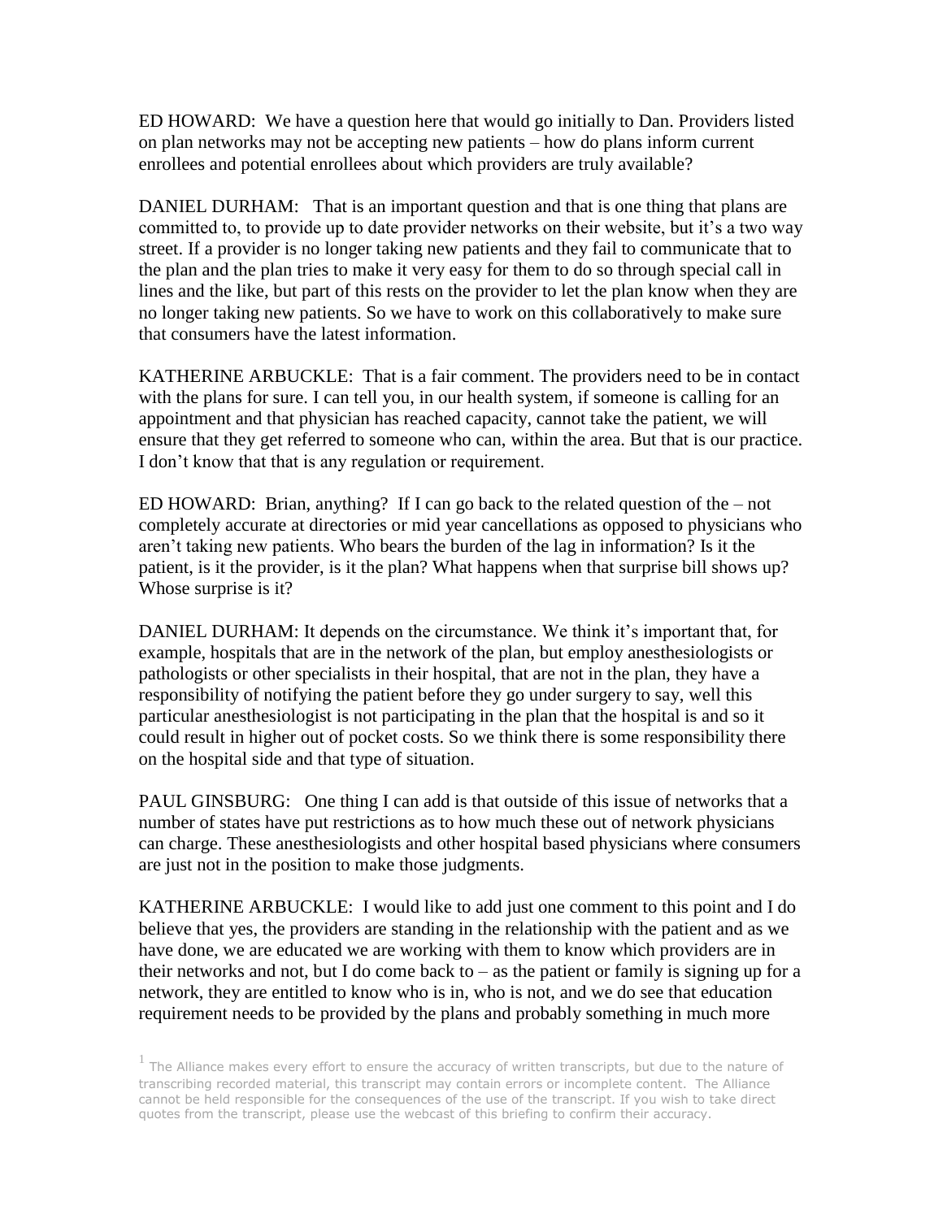ED HOWARD: We have a question here that would go initially to Dan. Providers listed on plan networks may not be accepting new patients – how do plans inform current enrollees and potential enrollees about which providers are truly available?

DANIEL DURHAM: That is an important question and that is one thing that plans are committed to, to provide up to date provider networks on their website, but it's a two way street. If a provider is no longer taking new patients and they fail to communicate that to the plan and the plan tries to make it very easy for them to do so through special call in lines and the like, but part of this rests on the provider to let the plan know when they are no longer taking new patients. So we have to work on this collaboratively to make sure that consumers have the latest information.

KATHERINE ARBUCKLE: That is a fair comment. The providers need to be in contact with the plans for sure. I can tell you, in our health system, if someone is calling for an appointment and that physician has reached capacity, cannot take the patient, we will ensure that they get referred to someone who can, within the area. But that is our practice. I don't know that that is any regulation or requirement.

ED HOWARD: Brian, anything? If I can go back to the related question of the – not completely accurate at directories or mid year cancellations as opposed to physicians who aren't taking new patients. Who bears the burden of the lag in information? Is it the patient, is it the provider, is it the plan? What happens when that surprise bill shows up? Whose surprise is it?

DANIEL DURHAM: It depends on the circumstance. We think it's important that, for example, hospitals that are in the network of the plan, but employ anesthesiologists or pathologists or other specialists in their hospital, that are not in the plan, they have a responsibility of notifying the patient before they go under surgery to say, well this particular anesthesiologist is not participating in the plan that the hospital is and so it could result in higher out of pocket costs. So we think there is some responsibility there on the hospital side and that type of situation.

PAUL GINSBURG: One thing I can add is that outside of this issue of networks that a number of states have put restrictions as to how much these out of network physicians can charge. These anesthesiologists and other hospital based physicians where consumers are just not in the position to make those judgments.

KATHERINE ARBUCKLE: I would like to add just one comment to this point and I do believe that yes, the providers are standing in the relationship with the patient and as we have done, we are educated we are working with them to know which providers are in their networks and not, but I do come back to – as the patient or family is signing up for a network, they are entitled to know who is in, who is not, and we do see that education requirement needs to be provided by the plans and probably something in much more

[1] The Alliance makes every effort to ensure the accuracy of written transcripts, but due to the nature of transcribing recorded material, this transcript may contain errors or incomplete content. The Alliance cannot be held responsible for the consequences of the use of the transcript. If you wish to take direct quotes from the transcript, please use the webcast of this briefing to confirm their accuracy.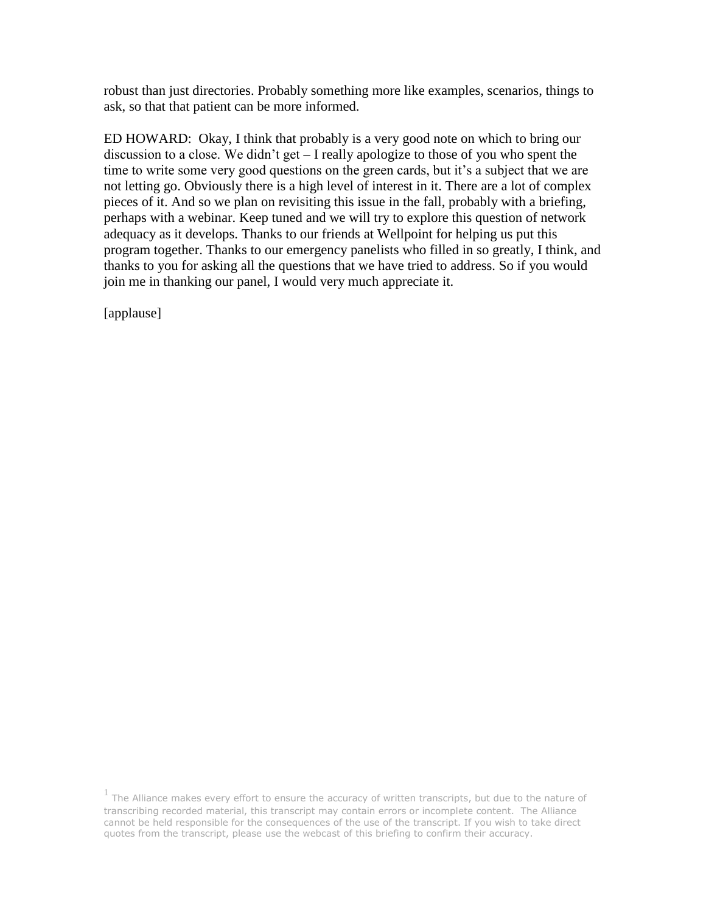robust than just directories. Probably something more like examples, scenarios, things to ask, so that that patient can be more informed.

ED HOWARD: Okay, I think that probably is a very good note on which to bring our discussion to a close. We didn't get – I really apologize to those of you who spent the time to write some very good questions on the green cards, but it's a subject that we are not letting go. Obviously there is a high level of interest in it. There are a lot of complex pieces of it. And so we plan on revisiting this issue in the fall, probably with a briefing, perhaps with a webinar. Keep tuned and we will try to explore this question of network adequacy as it develops. Thanks to our friends at Wellpoint for helping us put this program together. Thanks to our emergency panelists who filled in so greatly, I think, and thanks to you for asking all the questions that we have tried to address. So if you would join me in thanking our panel, I would very much appreciate it.

[applause]

[1] The Alliance makes every effort to ensure the accuracy of written transcripts, but due to the nature of transcribing recorded material, this transcript may contain errors or incomplete content. The Alliance cannot be held responsible for the consequences of the use of the transcript. If you wish to take direct quotes from the transcript, please use the webcast of this briefing to confirm their accuracy.